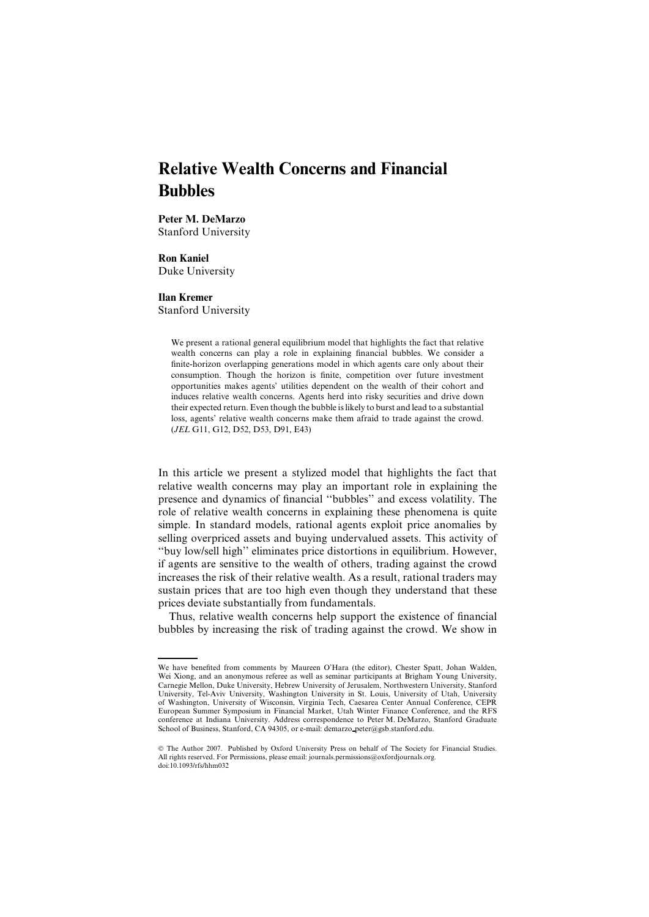# Relative Wealth Concerns and Financial Bubbles

**Peter M. DeMarzo**
Stanford University

**Ron Kaniel**
Duke University

**Ilan Kremer**
Stanford University

We present a rational general equilibrium model that highlights the fact that relative wealth concerns can play a role in explaining financial bubbles. We consider a finite-horizon overlapping generations model in which agents care only about their consumption. Though the horizon is finite, competition over future investment opportunities makes agents' utilities dependent on the wealth of their cohort and induces relative wealth concerns. Agents herd into risky securities and drive down their expected return. Even though the bubble is likely to burst and lead to a substantial loss, agents' relative wealth concerns make them afraid to trade against the crowd. (*JEL* G11, G12, D52, D53, D91, E43)

In this article we present a stylized model that highlights the fact that relative wealth concerns may play an important role in explaining the presence and dynamics of financial "bubbles" and excess volatility. The role of relative wealth concerns in explaining these phenomena is quite simple. In standard models, rational agents exploit price anomalies by selling overpriced assets and buying undervalued assets. This activity of "buy low/sell high" eliminates price distortions in equilibrium. However, if agents are sensitive to the wealth of others, trading against the crowd increases the risk of their relative wealth. As a result, rational traders may sustain prices that are too high even though they understand that these prices deviate substantially from fundamentals.

Thus, relative wealth concerns help support the existence of financial bubbles by increasing the risk of trading against the crowd. We show in

---

We have benefited from comments by Maureen O'Hara (the editor), Chester Spatt, Johan Walden, Wei Xiong, and an anonymous referee as well as seminar participants at Brigham Young University, Carnegie Mellon, Duke University, Hebrew University of Jerusalem, Northwestern University, Stanford University, Tel-Aviv University, Washington University in St. Louis, University of Utah, University of Washington, University of Wisconsin, Virginia Tech, Caesarea Center Annual Conference, CEPR European Summer Symposium in Financial Market, Utah Winter Finance Conference, and the RFS conference at Indiana University. Address correspondence to Peter M. DeMarzo, Stanford Graduate School of Business, Stanford, CA 94305, or e-mail: demarzo_peter@gsb.stanford.edu.

© The Author 2007. Published by Oxford University Press on behalf of The Society for Financial Studies. All rights reserved. For Permissions, please email: journals.permissions@oxfordjournals.org.
doi:10.1093/rfs/hhm032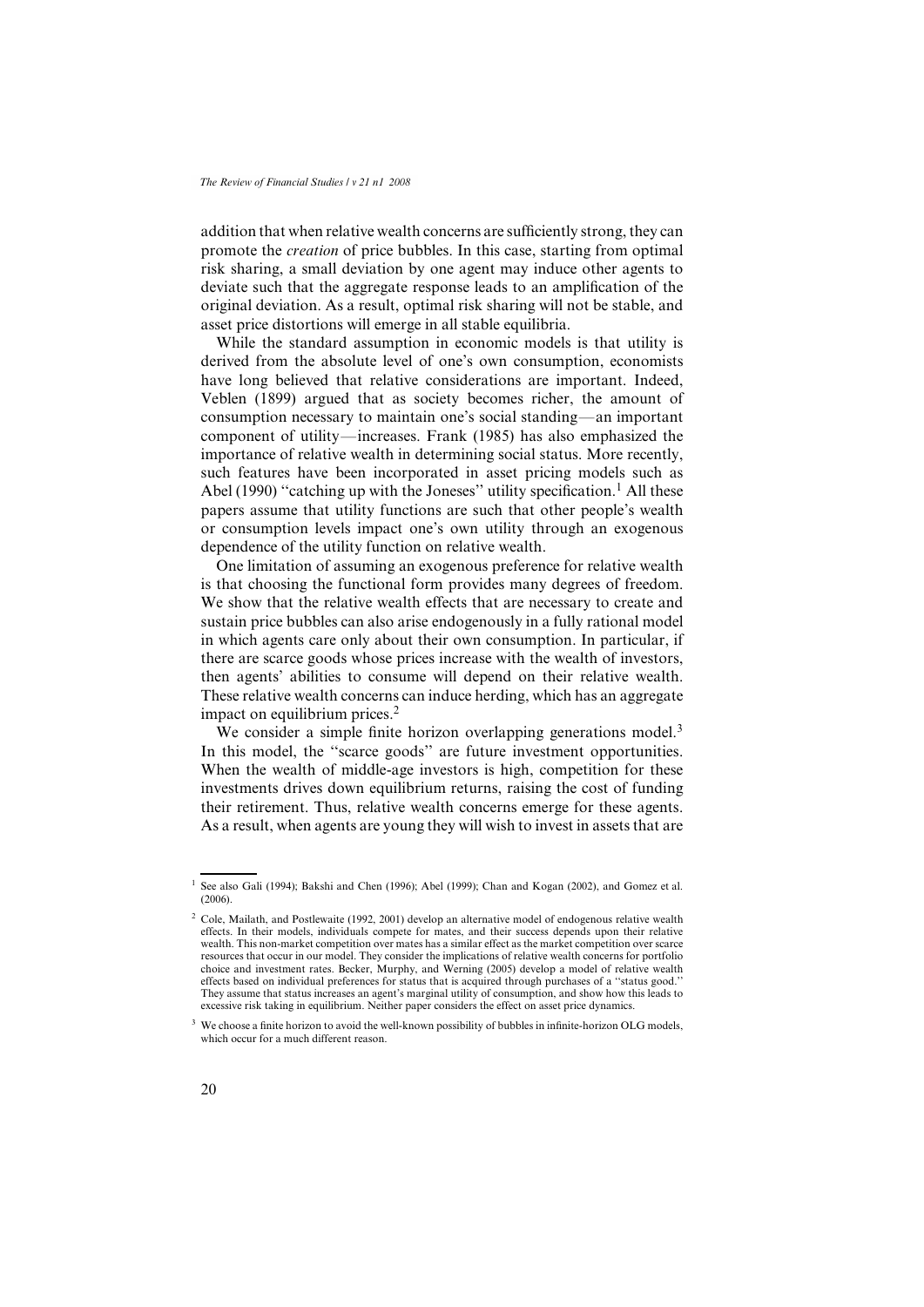addition that when relative wealth concerns are sufficiently strong, they can promote the *creation* of price bubbles. In this case, starting from optimal risk sharing, a small deviation by one agent may induce other agents to deviate such that the aggregate response leads to an amplification of the original deviation. As a result, optimal risk sharing will not be stable, and asset price distortions will emerge in all stable equilibria.

While the standard assumption in economic models is that utility is derived from the absolute level of one's own consumption, economists have long believed that relative considerations are important. Indeed, Veblen (1899) argued that as society becomes richer, the amount of consumption necessary to maintain one's social standing—an important component of utility—increases. Frank (1985) has also emphasized the importance of relative wealth in determining social status. More recently, such features have been incorporated in asset pricing models such as Abel (1990) "catching up with the Joneses" utility specification.[1] All these papers assume that utility functions are such that other people's wealth or consumption levels impact one's own utility through an exogenous dependence of the utility function on relative wealth.

One limitation of assuming an exogenous preference for relative wealth is that choosing the functional form provides many degrees of freedom. We show that the relative wealth effects that are necessary to create and sustain price bubbles can also arise endogenously in a fully rational model in which agents care only about their own consumption. In particular, if there are scarce goods whose prices increase with the wealth of investors, then agents' abilities to consume will depend on their relative wealth. These relative wealth concerns can induce herding, which has an aggregate impact on equilibrium prices.[2]

We consider a simple finite horizon overlapping generations model.[3] In this model, the "scarce goods" are future investment opportunities. When the wealth of middle-age investors is high, competition for these investments drives down equilibrium returns, raising the cost of funding their retirement. Thus, relative wealth concerns emerge for these agents. As a result, when agents are young they will wish to invest in assets that are

---

[1] See also Gali (1994); Bakshi and Chen (1996); Abel (1999); Chan and Kogan (2002), and Gomez et al. (2006).

[2] Cole, Mailath, and Postlewaite (1992, 2001) develop an alternative model of endogenous relative wealth effects. In their models, individuals compete for mates, and their success depends upon their relative wealth. This non-market competition over mates has a similar effect as the market competition over scarce resources that occur in our model. They consider the implications of relative wealth concerns for portfolio choice and investment rates. Becker, Murphy, and Werning (2005) develop a model of relative wealth effects based on individual preferences for status that is acquired through purchases of a "status good." They assume that status increases an agent's marginal utility of consumption, and show how this leads to excessive risk taking in equilibrium. Neither paper considers the effect on asset price dynamics.

[3] We choose a finite horizon to avoid the well-known possibility of bubbles in infinite-horizon OLG models, which occur for a much different reason.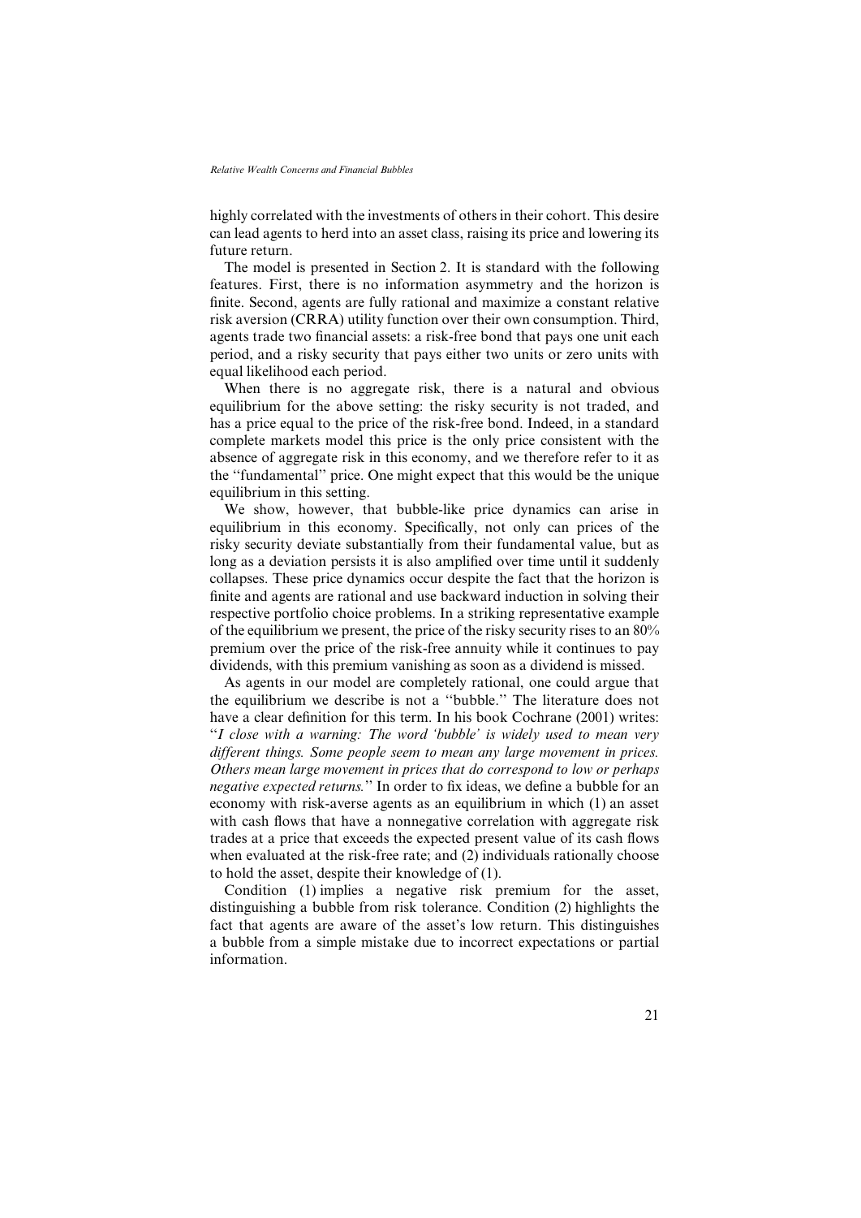highly correlated with the investments of others in their cohort. This desire can lead agents to herd into an asset class, raising its price and lowering its future return.

The model is presented in Section 2. It is standard with the following features. First, there is no information asymmetry and the horizon is finite. Second, agents are fully rational and maximize a constant relative risk aversion (CRRA) utility function over their own consumption. Third, agents trade two financial assets: a risk-free bond that pays one unit each period, and a risky security that pays either two units or zero units with equal likelihood each period.

When there is no aggregate risk, there is a natural and obvious equilibrium for the above setting: the risky security is not traded, and has a price equal to the price of the risk-free bond. Indeed, in a standard complete markets model this price is the only price consistent with the absence of aggregate risk in this economy, and we therefore refer to it as the "fundamental" price. One might expect that this would be the unique equilibrium in this setting.

We show, however, that bubble-like price dynamics can arise in equilibrium in this economy. Specifically, not only can prices of the risky security deviate substantially from their fundamental value, but as long as a deviation persists it is also amplified over time until it suddenly collapses. These price dynamics occur despite the fact that the horizon is finite and agents are rational and use backward induction in solving their respective portfolio choice problems. In a striking representative example of the equilibrium we present, the price of the risky security rises to an 80% premium over the price of the risk-free annuity while it continues to pay dividends, with this premium vanishing as soon as a dividend is missed.

As agents in our model are completely rational, one could argue that the equilibrium we describe is not a "bubble." The literature does not have a clear definition for this term. In his book Cochrane (2001) writes: "*I close with a warning: The word 'bubble' is widely used to mean very different things. Some people seem to mean any large movement in prices. Others mean large movement in prices that do correspond to low or perhaps negative expected returns.*" In order to fix ideas, we define a bubble for an economy with risk-averse agents as an equilibrium in which (1) an asset with cash flows that have a nonnegative correlation with aggregate risk trades at a price that exceeds the expected present value of its cash flows when evaluated at the risk-free rate; and (2) individuals rationally choose to hold the asset, despite their knowledge of (1).

Condition (1) implies a negative risk premium for the asset, distinguishing a bubble from risk tolerance. Condition (2) highlights the fact that agents are aware of the asset's low return. This distinguishes a bubble from a simple mistake due to incorrect expectations or partial information.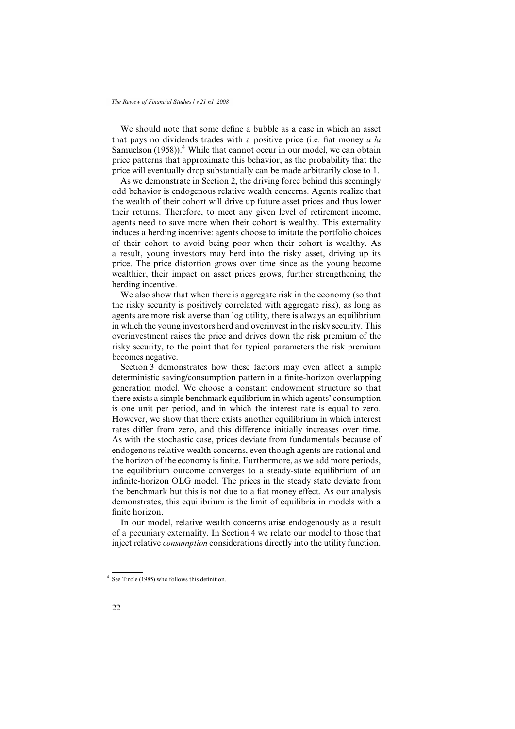We should note that some define a bubble as a case in which an asset that pays no dividends trades with a positive price (i.e. fiat money *a la* Samuelson (1958)).[4] While that cannot occur in our model, we can obtain price patterns that approximate this behavior, as the probability that the price will eventually drop substantially can be made arbitrarily close to 1.

As we demonstrate in Section 2, the driving force behind this seemingly odd behavior is endogenous relative wealth concerns. Agents realize that the wealth of their cohort will drive up future asset prices and thus lower their returns. Therefore, to meet any given level of retirement income, agents need to save more when their cohort is wealthy. This externality induces a herding incentive: agents choose to imitate the portfolio choices of their cohort to avoid being poor when their cohort is wealthy. As a result, young investors may herd into the risky asset, driving up its price. The price distortion grows over time since as the young become wealthier, their impact on asset prices grows, further strengthening the herding incentive.

We also show that when there is aggregate risk in the economy (so that the risky security is positively correlated with aggregate risk), as long as agents are more risk averse than log utility, there is always an equilibrium in which the young investors herd and overinvest in the risky security. This overinvestment raises the price and drives down the risk premium of the risky security, to the point that for typical parameters the risk premium becomes negative.

Section 3 demonstrates how these factors may even affect a simple deterministic saving/consumption pattern in a finite-horizon overlapping generation model. We choose a constant endowment structure so that there exists a simple benchmark equilibrium in which agents' consumption is one unit per period, and in which the interest rate is equal to zero. However, we show that there exists another equilibrium in which interest rates differ from zero, and this difference initially increases over time. As with the stochastic case, prices deviate from fundamentals because of endogenous relative wealth concerns, even though agents are rational and the horizon of the economy is finite. Furthermore, as we add more periods, the equilibrium outcome converges to a steady-state equilibrium of an infinite-horizon OLG model. The prices in the steady state deviate from the benchmark but this is not due to a fiat money effect. As our analysis demonstrates, this equilibrium is the limit of equilibria in models with a finite horizon.

In our model, relative wealth concerns arise endogenously as a result of a pecuniary externality. In Section 4 we relate our model to those that inject relative *consumption* considerations directly into the utility function.

[4] See Tirole (1985) who follows this definition.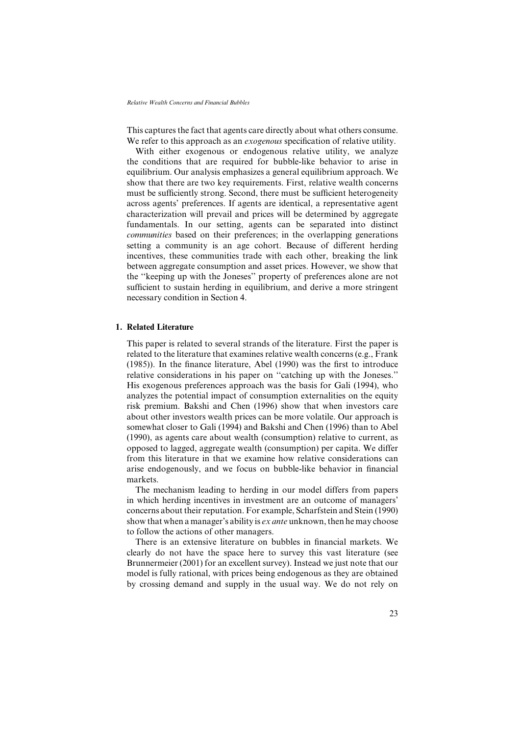This captures the fact that agents care directly about what others consume. We refer to this approach as an *exogenous* specification of relative utility.

With either exogenous or endogenous relative utility, we analyze the conditions that are required for bubble-like behavior to arise in equilibrium. Our analysis emphasizes a general equilibrium approach. We show that there are two key requirements. First, relative wealth concerns must be sufficiently strong. Second, there must be sufficient heterogeneity across agents' preferences. If agents are identical, a representative agent characterization will prevail and prices will be determined by aggregate fundamentals. In our setting, agents can be separated into distinct *communities* based on their preferences; in the overlapping generations setting a community is an age cohort. Because of different herding incentives, these communities trade with each other, breaking the link between aggregate consumption and asset prices. However, we show that the ''keeping up with the Joneses'' property of preferences alone are not sufficient to sustain herding in equilibrium, and derive a more stringent necessary condition in Section 4.

## 1. Related Literature

This paper is related to several strands of the literature. First the paper is related to the literature that examines relative wealth concerns (e.g., Frank (1985)). In the finance literature, Abel (1990) was the first to introduce relative considerations in his paper on ''catching up with the Joneses.'' His exogenous preferences approach was the basis for Gali (1994), who analyzes the potential impact of consumption externalities on the equity risk premium. Bakshi and Chen (1996) show that when investors care about other investors wealth prices can be more volatile. Our approach is somewhat closer to Gali (1994) and Bakshi and Chen (1996) than to Abel (1990), as agents care about wealth (consumption) relative to current, as opposed to lagged, aggregate wealth (consumption) per capita. We differ from this literature in that we examine how relative considerations can arise endogenously, and we focus on bubble-like behavior in financial markets.

The mechanism leading to herding in our model differs from papers in which herding incentives in investment are an outcome of managers' concerns about their reputation. For example, Scharfstein and Stein (1990) show that when a manager's ability is *ex ante* unknown, then he may choose to follow the actions of other managers.

There is an extensive literature on bubbles in financial markets. We clearly do not have the space here to survey this vast literature (see Brunnermeier (2001) for an excellent survey). Instead we just note that our model is fully rational, with prices being endogenous as they are obtained by crossing demand and supply in the usual way. We do not rely on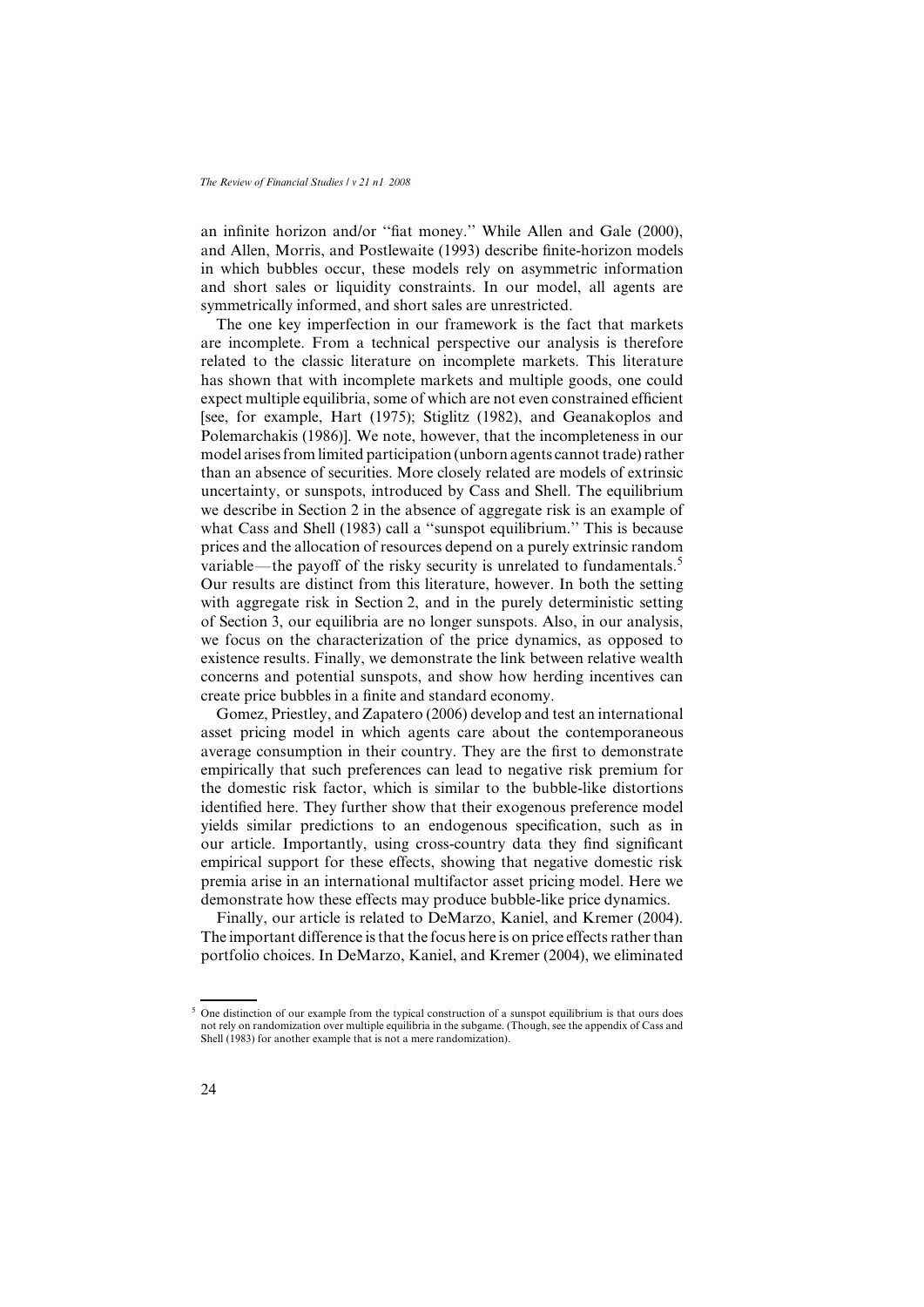an infinite horizon and/or ''fiat money.'' While Allen and Gale (2000), and Allen, Morris, and Postlewaite (1993) describe finite-horizon models in which bubbles occur, these models rely on asymmetric information and short sales or liquidity constraints. In our model, all agents are symmetrically informed, and short sales are unrestricted.

The one key imperfection in our framework is the fact that markets are incomplete. From a technical perspective our analysis is therefore related to the classic literature on incomplete markets. This literature has shown that with incomplete markets and multiple goods, one could expect multiple equilibria, some of which are not even constrained efficient [see, for example, Hart (1975); Stiglitz (1982), and Geanakoplos and Polemarchakis (1986)]. We note, however, that the incompleteness in our model arises from limited participation (unborn agents cannot trade) rather than an absence of securities. More closely related are models of extrinsic uncertainty, or sunspots, introduced by Cass and Shell. The equilibrium we describe in Section 2 in the absence of aggregate risk is an example of what Cass and Shell (1983) call a ''sunspot equilibrium.'' This is because prices and the allocation of resources depend on a purely extrinsic random variable—the payoff of the risky security is unrelated to fundamentals.[5] Our results are distinct from this literature, however. In both the setting with aggregate risk in Section 2, and in the purely deterministic setting of Section 3, our equilibria are no longer sunspots. Also, in our analysis, we focus on the characterization of the price dynamics, as opposed to existence results. Finally, we demonstrate the link between relative wealth concerns and potential sunspots, and show how herding incentives can create price bubbles in a finite and standard economy.

Gomez, Priestley, and Zapatero (2006) develop and test an international asset pricing model in which agents care about the contemporaneous average consumption in their country. They are the first to demonstrate empirically that such preferences can lead to negative risk premium for the domestic risk factor, which is similar to the bubble-like distortions identified here. They further show that their exogenous preference model yields similar predictions to an endogenous specification, such as in our article. Importantly, using cross-country data they find significant empirical support for these effects, showing that negative domestic risk premia arise in an international multifactor asset pricing model. Here we demonstrate how these effects may produce bubble-like price dynamics.

Finally, our article is related to DeMarzo, Kaniel, and Kremer (2004). The important difference is that the focus here is on price effects rather than portfolio choices. In DeMarzo, Kaniel, and Kremer (2004), we eliminated

---

[5] One distinction of our example from the typical construction of a sunspot equilibrium is that ours does not rely on randomization over multiple equilibria in the subgame. (Though, see the appendix of Cass and Shell (1983) for another example that is not a mere randomization).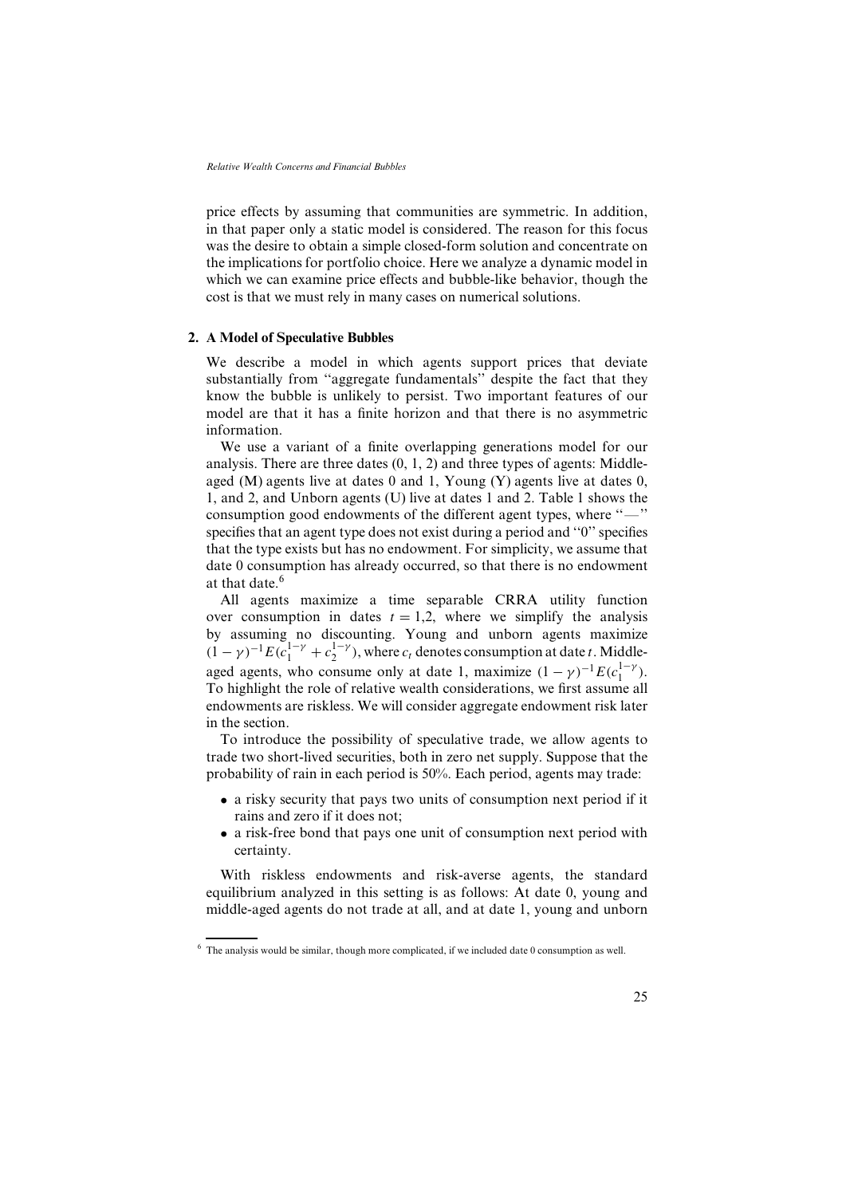price effects by assuming that communities are symmetric. In addition, in that paper only a static model is considered. The reason for this focus was the desire to obtain a simple closed-form solution and concentrate on the implications for portfolio choice. Here we analyze a dynamic model in which we can examine price effects and bubble-like behavior, though the cost is that we must rely in many cases on numerical solutions.

## 2. A Model of Speculative Bubbles

We describe a model in which agents support prices that deviate substantially from "aggregate fundamentals" despite the fact that they know the bubble is unlikely to persist. Two important features of our model are that it has a finite horizon and that there is no asymmetric information.

We use a variant of a finite overlapping generations model for our analysis. There are three dates (0, 1, 2) and three types of agents: Middle-aged (M) agents live at dates 0 and 1, Young (Y) agents live at dates 0, 1, and 2, and Unborn agents (U) live at dates 1 and 2. Table 1 shows the consumption good endowments of the different agent types, where "—" specifies that an agent type does not exist during a period and "0" specifies that the type exists but has no endowment. For simplicity, we assume that date 0 consumption has already occurred, so that there is no endowment at that date.[6]

All agents maximize a time separable CRRA utility function over consumption in dates $t = 1,2$, where we simplify the analysis by assuming no discounting. Young and unborn agents maximize $(1-\gamma)^{-1}E(c_1^{1-\gamma} + c_2^{1-\gamma})$, where $c_t$ denotes consumption at date $t$. Middle-aged agents, who consume only at date 1, maximize $(1-\gamma)^{-1}E(c_1^{1-\gamma})$. To highlight the role of relative wealth considerations, we first assume all endowments are riskless. We will consider aggregate endowment risk later in the section.

To introduce the possibility of speculative trade, we allow agents to trade two short-lived securities, both in zero net supply. Suppose that the probability of rain in each period is 50%. Each period, agents may trade:

- a risky security that pays two units of consumption next period if it rains and zero if it does not;
- a risk-free bond that pays one unit of consumption next period with certainty.

With riskless endowments and risk-averse agents, the standard equilibrium analyzed in this setting is as follows: At date 0, young and middle-aged agents do not trade at all, and at date 1, young and unborn

[6] The analysis would be similar, though more complicated, if we included date 0 consumption as well.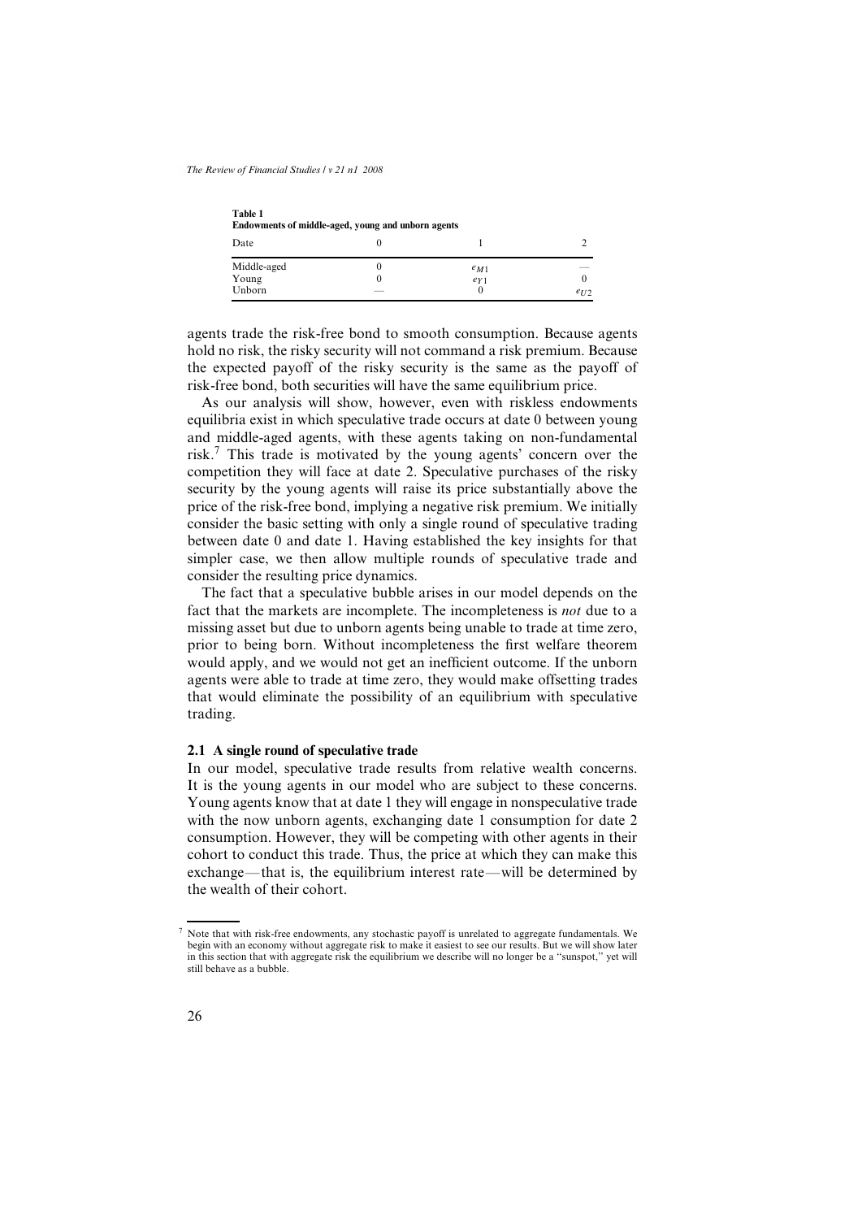**Table 1**
**Endowments of middle-aged, young and unborn agents**

| Date | 0 | 1 | 2 |
|---|---|---|---|
| Middle-aged | 0 | $e_{M1}$ | — |
| Young | 0 | $e_{Y1}$ | 0 |
| Unborn | — | 0 | $e_{U2}$ |

agents trade the risk-free bond to smooth consumption. Because agents hold no risk, the risky security will not command a risk premium. Because the expected payoff of the risky security is the same as the payoff of risk-free bond, both securities will have the same equilibrium price.

As our analysis will show, however, even with riskless endowments equilibria exist in which speculative trade occurs at date 0 between young and middle-aged agents, with these agents taking on non-fundamental risk.[7] This trade is motivated by the young agents' concern over the competition they will face at date 2. Speculative purchases of the risky security by the young agents will raise its price substantially above the price of the risk-free bond, implying a negative risk premium. We initially consider the basic setting with only a single round of speculative trading between date 0 and date 1. Having established the key insights for that simpler case, we then allow multiple rounds of speculative trade and consider the resulting price dynamics.

The fact that a speculative bubble arises in our model depends on the fact that the markets are incomplete. The incompleteness is *not* due to a missing asset but due to unborn agents being unable to trade at time zero, prior to being born. Without incompleteness the first welfare theorem would apply, and we would not get an inefficient outcome. If the unborn agents were able to trade at time zero, they would make offsetting trades that would eliminate the possibility of an equilibrium with speculative trading.

### 2.1 A single round of speculative trade

In our model, speculative trade results from relative wealth concerns. It is the young agents in our model who are subject to these concerns. Young agents know that at date 1 they will engage in nonspeculative trade with the now unborn agents, exchanging date 1 consumption for date 2 consumption. However, they will be competing with other agents in their cohort to conduct this trade. Thus, the price at which they can make this exchange—that is, the equilibrium interest rate—will be determined by the wealth of their cohort.

[7] Note that with risk-free endowments, any stochastic payoff is unrelated to aggregate fundamentals. We begin with an economy without aggregate risk to make it easiest to see our results. But we will show later in this section that with aggregate risk the equilibrium we describe will no longer be a "sunspot," yet will still behave as a bubble.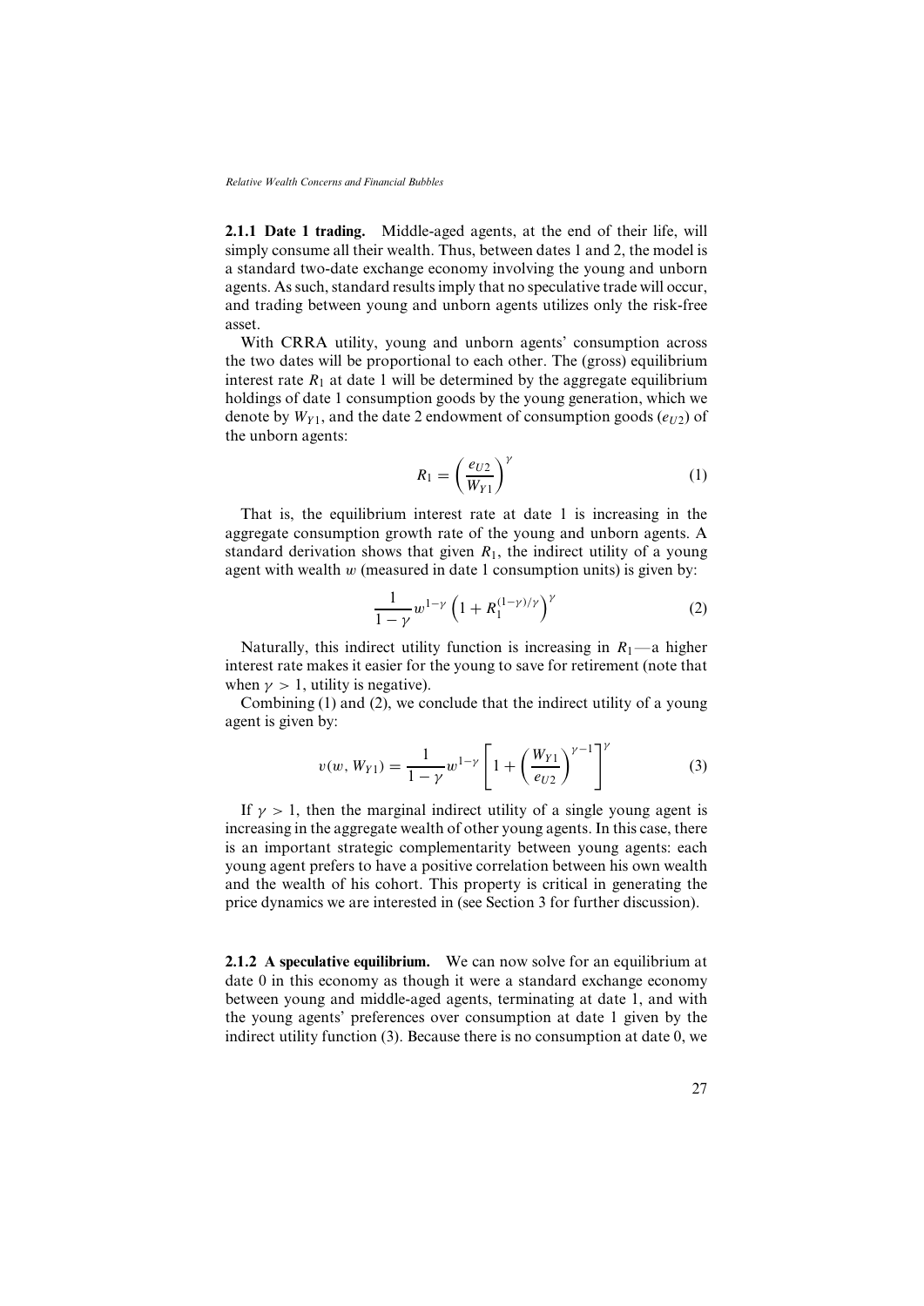**2.1.1 Date 1 trading.** Middle-aged agents, at the end of their life, will simply consume all their wealth. Thus, between dates 1 and 2, the model is a standard two-date exchange economy involving the young and unborn agents. As such, standard results imply that no speculative trade will occur, and trading between young and unborn agents utilizes only the risk-free asset.

With CRRA utility, young and unborn agents' consumption across the two dates will be proportional to each other. The (gross) equilibrium interest rate $R_1$ at date 1 will be determined by the aggregate equilibrium holdings of date 1 consumption goods by the young generation, which we denote by $W_{Y1}$, and the date 2 endowment of consumption goods ($e_{U2}$) of the unborn agents:

$$R_1 = \left(\frac{e_{U2}}{W_{Y1}}\right)^{\gamma} \tag{1}$$

That is, the equilibrium interest rate at date 1 is increasing in the aggregate consumption growth rate of the young and unborn agents. A standard derivation shows that given $R_1$, the indirect utility of a young agent with wealth $w$ (measured in date 1 consumption units) is given by:

$$\frac{1}{1-\gamma} w^{1-\gamma} \left(1 + R_1^{(1-\gamma)/\gamma}\right)^{\gamma} \tag{2}$$

Naturally, this indirect utility function is increasing in $R_1$—a higher interest rate makes it easier for the young to save for retirement (note that when $\gamma > 1$, utility is negative).

Combining (1) and (2), we conclude that the indirect utility of a young agent is given by:

$$v(w, W_{Y1}) = \frac{1}{1-\gamma} w^{1-\gamma} \left[1 + \left(\frac{W_{Y1}}{e_{U2}}\right)^{\gamma-1}\right]^{\gamma} \tag{3}$$

If $\gamma > 1$, then the marginal indirect utility of a single young agent is increasing in the aggregate wealth of other young agents. In this case, there is an important strategic complementarity between young agents: each young agent prefers to have a positive correlation between his own wealth and the wealth of his cohort. This property is critical in generating the price dynamics we are interested in (see Section 3 for further discussion).

**2.1.2 A speculative equilibrium.** We can now solve for an equilibrium at date 0 in this economy as though it were a standard exchange economy between young and middle-aged agents, terminating at date 1, and with the young agents' preferences over consumption at date 1 given by the indirect utility function (3). Because there is no consumption at date 0, we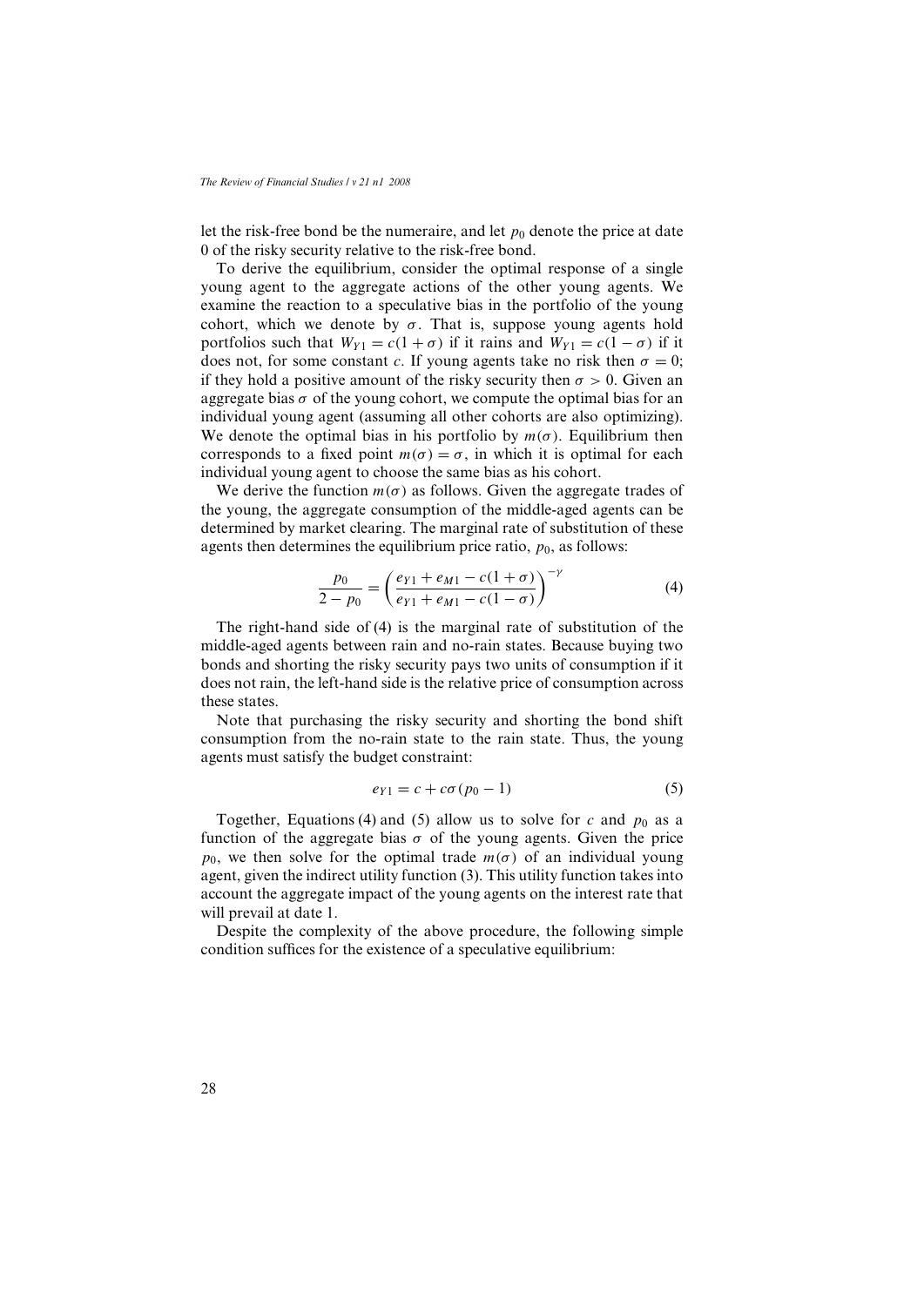let the risk-free bond be the numeraire, and let $p_0$ denote the price at date 0 of the risky security relative to the risk-free bond.

To derive the equilibrium, consider the optimal response of a single young agent to the aggregate actions of the other young agents. We examine the reaction to a speculative bias in the portfolio of the young cohort, which we denote by $\sigma$. That is, suppose young agents hold portfolios such that $W_{Y1} = c(1+\sigma)$ if it rains and $W_{Y1} = c(1-\sigma)$ if it does not, for some constant $c$. If young agents take no risk then $\sigma = 0$; if they hold a positive amount of the risky security then $\sigma > 0$. Given an aggregate bias $\sigma$ of the young cohort, we compute the optimal bias for an individual young agent (assuming all other cohorts are also optimizing). We denote the optimal bias in his portfolio by $m(\sigma)$. Equilibrium then corresponds to a fixed point $m(\sigma) = \sigma$, in which it is optimal for each individual young agent to choose the same bias as his cohort.

We derive the function $m(\sigma)$ as follows. Given the aggregate trades of the young, the aggregate consumption of the middle-aged agents can be determined by market clearing. The marginal rate of substitution of these agents then determines the equilibrium price ratio, $p_0$, as follows:

$$\frac{p_0}{2 - p_0} = \left( \frac{e_{Y1} + e_{M1} - c(1+\sigma)}{e_{Y1} + e_{M1} - c(1-\sigma)} \right)^{-\gamma} \tag{4}$$

The right-hand side of (4) is the marginal rate of substitution of the middle-aged agents between rain and no-rain states. Because buying two bonds and shorting the risky security pays two units of consumption if it does not rain, the left-hand side is the relative price of consumption across these states.

Note that purchasing the risky security and shorting the bond shift consumption from the no-rain state to the rain state. Thus, the young agents must satisfy the budget constraint:

$$e_{Y1} = c + c\sigma(p_0 - 1) \tag{5}$$

Together, Equations (4) and (5) allow us to solve for $c$ and $p_0$ as a function of the aggregate bias $\sigma$ of the young agents. Given the price $p_0$, we then solve for the optimal trade $m(\sigma)$ of an individual young agent, given the indirect utility function (3). This utility function takes into account the aggregate impact of the young agents on the interest rate that will prevail at date 1.

Despite the complexity of the above procedure, the following simple condition suffices for the existence of a speculative equilibrium: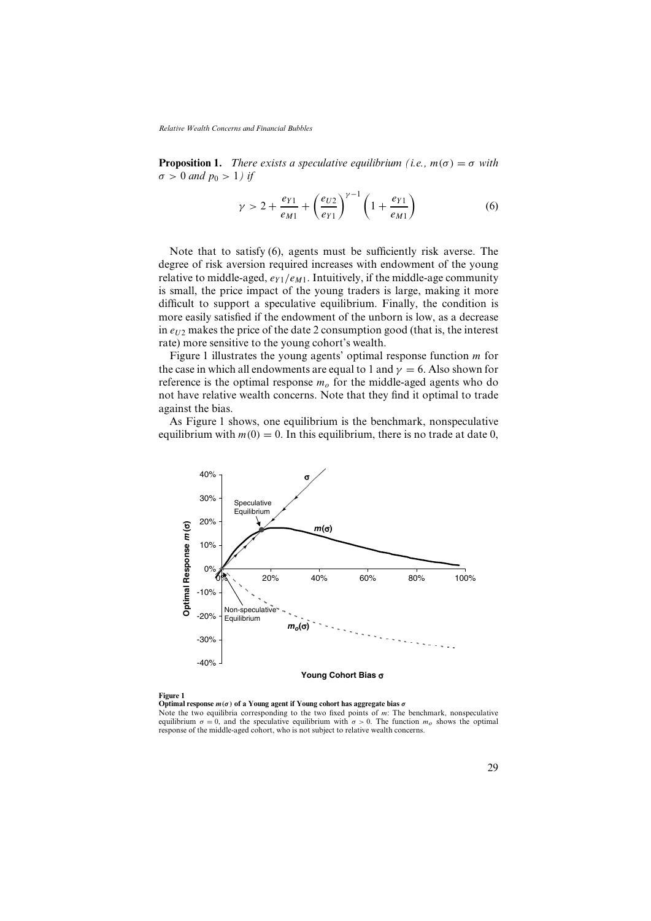**Proposition 1.** *There exists a speculative equilibrium (i.e., $m(\sigma) = \sigma$ with $\sigma > 0$ and $p_0 > 1$) if*

$$\gamma > 2 + \frac{e_{Y1}}{e_{M1}} + \left(\frac{e_{U2}}{e_{Y1}}\right)^{\gamma-1}\left(1 + \frac{e_{Y1}}{e_{M1}}\right) \tag{6}$$

Note that to satisfy (6), agents must be sufficiently risk averse. The degree of risk aversion required increases with endowment of the young relative to middle-aged, $e_{Y1}/e_{M1}$. Intuitively, if the middle-age community is small, the price impact of the young traders is large, making it more difficult to support a speculative equilibrium. Finally, the condition is more easily satisfied if the endowment of the unborn is low, as a decrease in $e_{U2}$ makes the price of the date 2 consumption good (that is, the interest rate) more sensitive to the young cohort's wealth.

Figure 1 illustrates the young agents' optimal response function $m$ for the case in which all endowments are equal to 1 and $\gamma = 6$. Also shown for reference is the optimal response $m_o$ for the middle-aged agents who do not have relative wealth concerns. Note that they find it optimal to trade against the bias.

As Figure 1 shows, one equilibrium is the benchmark, nonspeculative equilibrium with $m(0) = 0$. In this equilibrium, there is no trade at date 0,

**Figure 1**
**Optimal response $m(\sigma)$ of a Young agent if Young cohort has aggregate bias $\sigma$**
Note the two equilibria corresponding to the two fixed points of $m$: The benchmark, nonspeculative equilibrium $\sigma = 0$, and the speculative equilibrium with $\sigma > 0$. The function $m_o$ shows the optimal response of the middle-aged cohort, who is not subject to relative wealth concerns.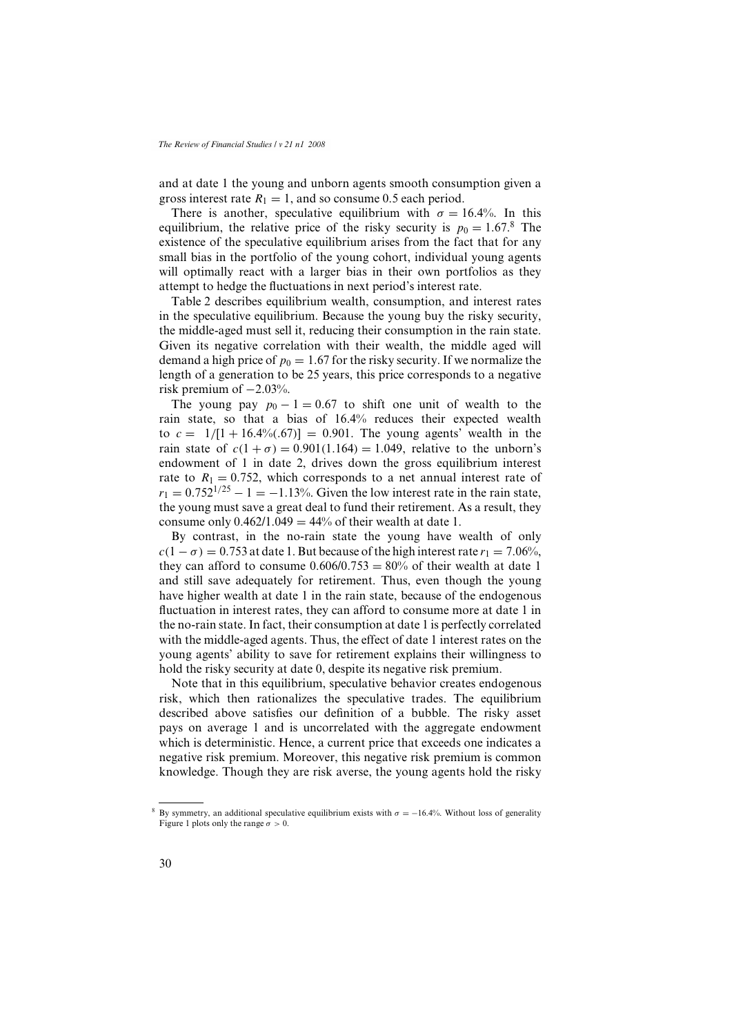and at date 1 the young and unborn agents smooth consumption given a gross interest rate $R_1 = 1$, and so consume 0.5 each period.

There is another, speculative equilibrium with $\sigma = 16.4\%$. In this equilibrium, the relative price of the risky security is $p_0 = 1.67$.[8] The existence of the speculative equilibrium arises from the fact that for any small bias in the portfolio of the young cohort, individual young agents will optimally react with a larger bias in their own portfolios as they attempt to hedge the fluctuations in next period's interest rate.

Table 2 describes equilibrium wealth, consumption, and interest rates in the speculative equilibrium. Because the young buy the risky security, the middle-aged must sell it, reducing their consumption in the rain state. Given its negative correlation with their wealth, the middle aged will demand a high price of $p_0 = 1.67$ for the risky security. If we normalize the length of a generation to be 25 years, this price corresponds to a negative risk premium of $-2.03\%$.

The young pay $p_0 - 1 = 0.67$ to shift one unit of wealth to the rain state, so that a bias of 16.4% reduces their expected wealth to $c = 1/[1 + 16.4\%(.67)] = 0.901$. The young agents' wealth in the rain state of $c(1 + \sigma) = 0.901(1.164) = 1.049$, relative to the unborn's endowment of 1 in date 2, drives down the gross equilibrium interest rate to $R_1 = 0.752$, which corresponds to a net annual interest rate of $r_1 = 0.752^{1/25} - 1 = -1.13\%$. Given the low interest rate in the rain state, the young must save a great deal to fund their retirement. As a result, they consume only $0.462/1.049 = 44\%$ of their wealth at date 1.

By contrast, in the no-rain state the young have wealth of only $c(1 - \sigma) = 0.753$ at date 1. But because of the high interest rate $r_1 = 7.06\%$, they can afford to consume $0.606/0.753 = 80\%$ of their wealth at date 1 and still save adequately for retirement. Thus, even though the young have higher wealth at date 1 in the rain state, because of the endogenous fluctuation in interest rates, they can afford to consume more at date 1 in the no-rain state. In fact, their consumption at date 1 is perfectly correlated with the middle-aged agents. Thus, the effect of date 1 interest rates on the young agents' ability to save for retirement explains their willingness to hold the risky security at date 0, despite its negative risk premium.

Note that in this equilibrium, speculative behavior creates endogenous risk, which then rationalizes the speculative trades. The equilibrium described above satisfies our definition of a bubble. The risky asset pays on average 1 and is uncorrelated with the aggregate endowment which is deterministic. Hence, a current price that exceeds one indicates a negative risk premium. Moreover, this negative risk premium is common knowledge. Though they are risk averse, the young agents hold the risky

[8] By symmetry, an additional speculative equilibrium exists with $\sigma = -16.4\%$. Without loss of generality Figure 1 plots only the range $\sigma > 0$.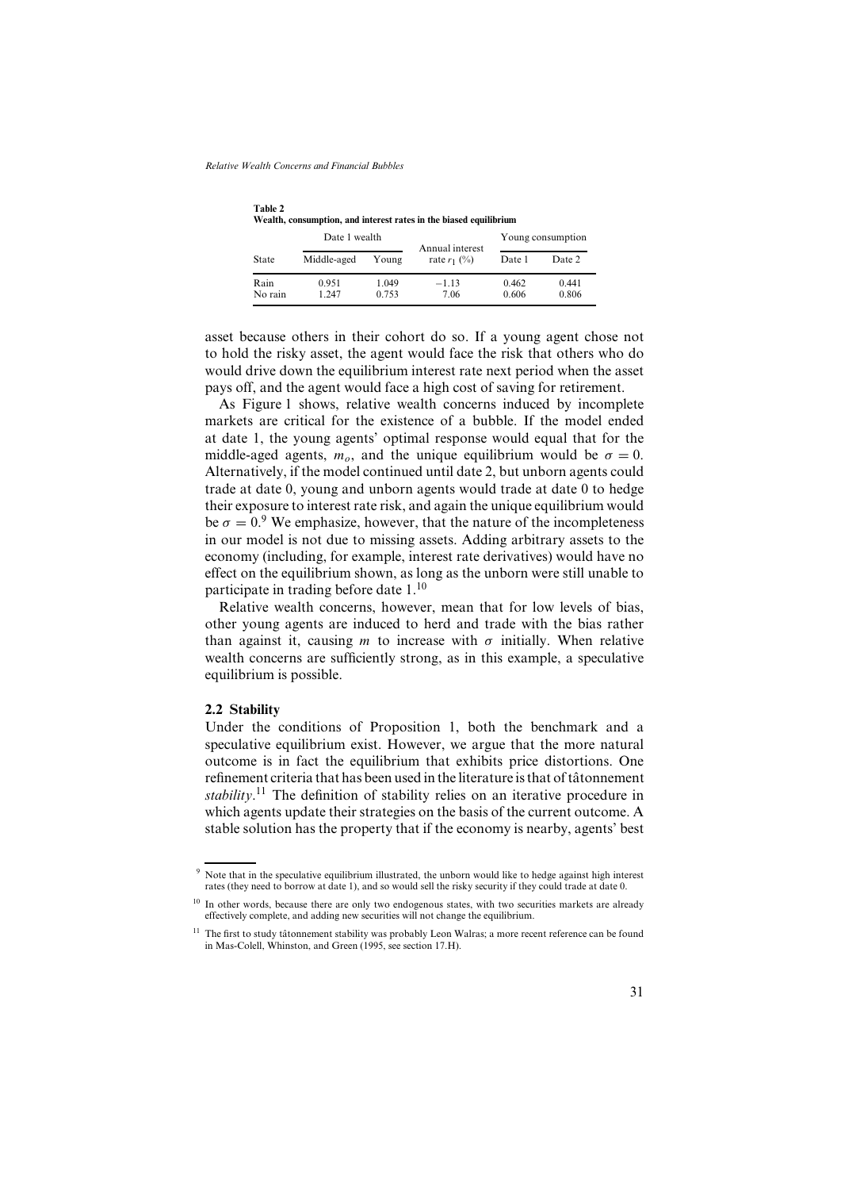**Table 2**
**Wealth, consumption, and interest rates in the biased equilibrium**

| | Date 1 wealth | | Annual interest | Young consumption | |
|---|---|---|---|---|---|
| State | Middle-aged | Young | rate $r_1$ (%) | Date 1 | Date 2 |
| Rain | 0.951 | 1.049 | −1.13 | 0.462 | 0.441 |
| No rain | 1.247 | 0.753 | 7.06 | 0.606 | 0.806 |

asset because others in their cohort do so. If a young agent chose not to hold the risky asset, the agent would face the risk that others who do would drive down the equilibrium interest rate next period when the asset pays off, and the agent would face a high cost of saving for retirement.

As Figure 1 shows, relative wealth concerns induced by incomplete markets are critical for the existence of a bubble. If the model ended at date 1, the young agents' optimal response would equal that for the middle-aged agents, $m_o$, and the unique equilibrium would be $\sigma = 0$. Alternatively, if the model continued until date 2, but unborn agents could trade at date 0, young and unborn agents would trade at date 0 to hedge their exposure to interest rate risk, and again the unique equilibrium would be $\sigma = 0$.[9] We emphasize, however, that the nature of the incompleteness in our model is not due to missing assets. Adding arbitrary assets to the economy (including, for example, interest rate derivatives) would have no effect on the equilibrium shown, as long as the unborn were still unable to participate in trading before date 1.[10]

Relative wealth concerns, however, mean that for low levels of bias, other young agents are induced to herd and trade with the bias rather than against it, causing $m$ to increase with $\sigma$ initially. When relative wealth concerns are sufficiently strong, as in this example, a speculative equilibrium is possible.

### 2.2 Stability

Under the conditions of Proposition 1, both the benchmark and a speculative equilibrium exist. However, we argue that the more natural outcome is in fact the equilibrium that exhibits price distortions. One refinement criteria that has been used in the literature is that of tâtonnement *stability*.[11] The definition of stability relies on an iterative procedure in which agents update their strategies on the basis of the current outcome. A stable solution has the property that if the economy is nearby, agents' best

---

[9] Note that in the speculative equilibrium illustrated, the unborn would like to hedge against high interest rates (they need to borrow at date 1), and so would sell the risky security if they could trade at date 0.

[10] In other words, because there are only two endogenous states, with two securities markets are already effectively complete, and adding new securities will not change the equilibrium.

[11] The first to study tâtonnement stability was probably Leon Walras; a more recent reference can be found in Mas-Colell, Whinston, and Green (1995, see section 17.H).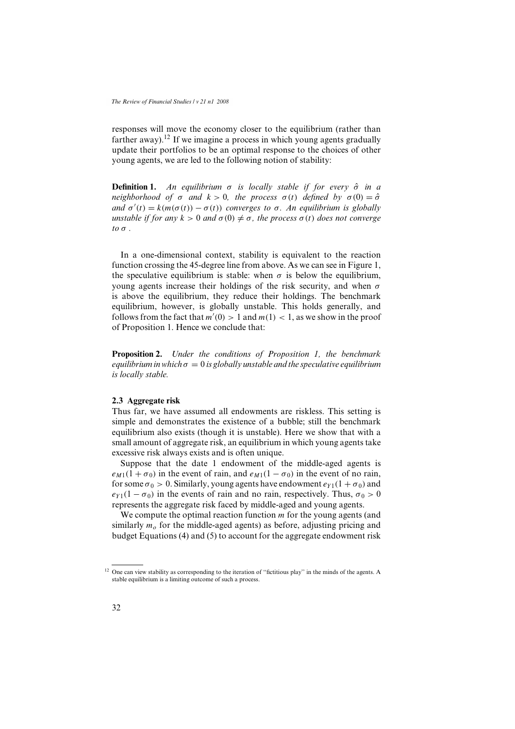responses will move the economy closer to the equilibrium (rather than farther away).[12] If we imagine a process in which young agents gradually update their portfolios to be an optimal response to the choices of other young agents, we are led to the following notion of stability:

**Definition 1.** *An equilibrium $\sigma$ is locally stable if for every $\hat{\sigma}$ in a neighborhood of $\sigma$ and $k > 0$, the process $\sigma(t)$ defined by $\sigma(0) = \hat{\sigma}$ and $\sigma'(t) = k(m(\sigma(t)) - \sigma(t))$ converges to $\sigma$. An equilibrium is globally unstable if for any $k > 0$ and $\sigma(0) \neq \sigma$, the process $\sigma(t)$ does not converge to $\sigma$.*

In a one-dimensional context, stability is equivalent to the reaction function crossing the 45-degree line from above. As we can see in Figure 1, the speculative equilibrium is stable: when $\sigma$ is below the equilibrium, young agents increase their holdings of the risk security, and when $\sigma$ is above the equilibrium, they reduce their holdings. The benchmark equilibrium, however, is globally unstable. This holds generally, and follows from the fact that $m'(0) > 1$ and $m(1) < 1$, as we show in the proof of Proposition 1. Hence we conclude that:

**Proposition 2.** *Under the conditions of Proposition 1, the benchmark equilibrium in which $\sigma = 0$ is globally unstable and the speculative equilibrium is locally stable.*

### 2.3 Aggregate risk

Thus far, we have assumed all endowments are riskless. This setting is simple and demonstrates the existence of a bubble; still the benchmark equilibrium also exists (though it is unstable). Here we show that with a small amount of aggregate risk, an equilibrium in which young agents take excessive risk always exists and is often unique.

Suppose that the date 1 endowment of the middle-aged agents is $e_{M1}(1 + \sigma_0)$ in the event of rain, and $e_{M1}(1 - \sigma_0)$ in the event of no rain, for some $\sigma_0 > 0$. Similarly, young agents have endowment $e_{Y1}(1 + \sigma_0)$ and $e_{Y1}(1 - \sigma_0)$ in the events of rain and no rain, respectively. Thus, $\sigma_0 > 0$ represents the aggregate risk faced by middle-aged and young agents.

We compute the optimal reaction function $m$ for the young agents (and similarly $m_o$ for the middle-aged agents) as before, adjusting pricing and budget Equations (4) and (5) to account for the aggregate endowment risk

[12] One can view stability as corresponding to the iteration of "fictitious play" in the minds of the agents. A stable equilibrium is a limiting outcome of such a process.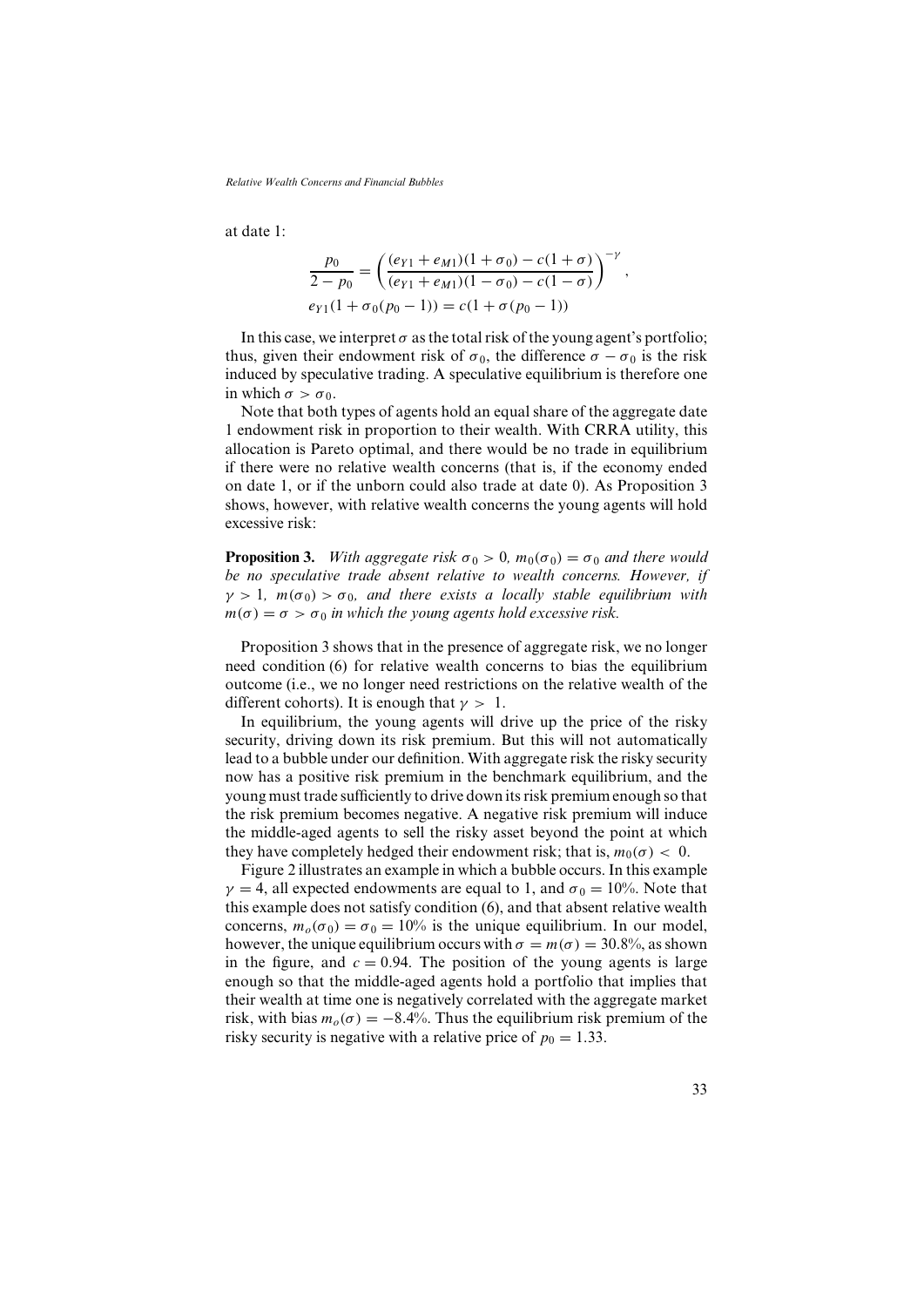at date 1:

$$\frac{p_0}{2-p_0} = \left(\frac{(e_{Y1}+e_{M1})(1+\sigma_0) - c(1+\sigma)}{(e_{Y1}+e_{M1})(1-\sigma_0) - c(1-\sigma)}\right)^{-\gamma},$$

$$e_{Y1}(1+\sigma_0(p_0-1)) = c(1+\sigma(p_0-1))$$

In this case, we interpret $\sigma$ as the total risk of the young agent's portfolio; thus, given their endowment risk of $\sigma_0$, the difference $\sigma - \sigma_0$ is the risk induced by speculative trading. A speculative equilibrium is therefore one in which $\sigma > \sigma_0$.

Note that both types of agents hold an equal share of the aggregate date 1 endowment risk in proportion to their wealth. With CRRA utility, this allocation is Pareto optimal, and there would be no trade in equilibrium if there were no relative wealth concerns (that is, if the economy ended on date 1, or if the unborn could also trade at date 0). As Proposition 3 shows, however, with relative wealth concerns the young agents will hold excessive risk:

**Proposition 3.** *With aggregate risk $\sigma_0 > 0$, $m_0(\sigma_0) = \sigma_0$ and there would be no speculative trade absent relative to wealth concerns. However, if $\gamma > 1$, $m(\sigma_0) > \sigma_0$, and there exists a locally stable equilibrium with $m(\sigma) = \sigma > \sigma_0$ in which the young agents hold excessive risk.*

Proposition 3 shows that in the presence of aggregate risk, we no longer need condition (6) for relative wealth concerns to bias the equilibrium outcome (i.e., we no longer need restrictions on the relative wealth of the different cohorts). It is enough that $\gamma > 1$.

In equilibrium, the young agents will drive up the price of the risky security, driving down its risk premium. But this will not automatically lead to a bubble under our definition. With aggregate risk the risky security now has a positive risk premium in the benchmark equilibrium, and the young must trade sufficiently to drive down its risk premium enough so that the risk premium becomes negative. A negative risk premium will induce the middle-aged agents to sell the risky asset beyond the point at which they have completely hedged their endowment risk; that is, $m_0(\sigma) < 0$.

Figure 2 illustrates an example in which a bubble occurs. In this example $\gamma = 4$, all expected endowments are equal to 1, and $\sigma_0 = 10\%$. Note that this example does not satisfy condition (6), and that absent relative wealth concerns, $m_o(\sigma_0) = \sigma_0 = 10\%$ is the unique equilibrium. In our model, however, the unique equilibrium occurs with $\sigma = m(\sigma) = 30.8\%$, as shown in the figure, and $c = 0.94$. The position of the young agents is large enough so that the middle-aged agents hold a portfolio that implies that their wealth at time one is negatively correlated with the aggregate market risk, with bias $m_o(\sigma) = -8.4\%$. Thus the equilibrium risk premium of the risky security is negative with a relative price of $p_0 = 1.33$.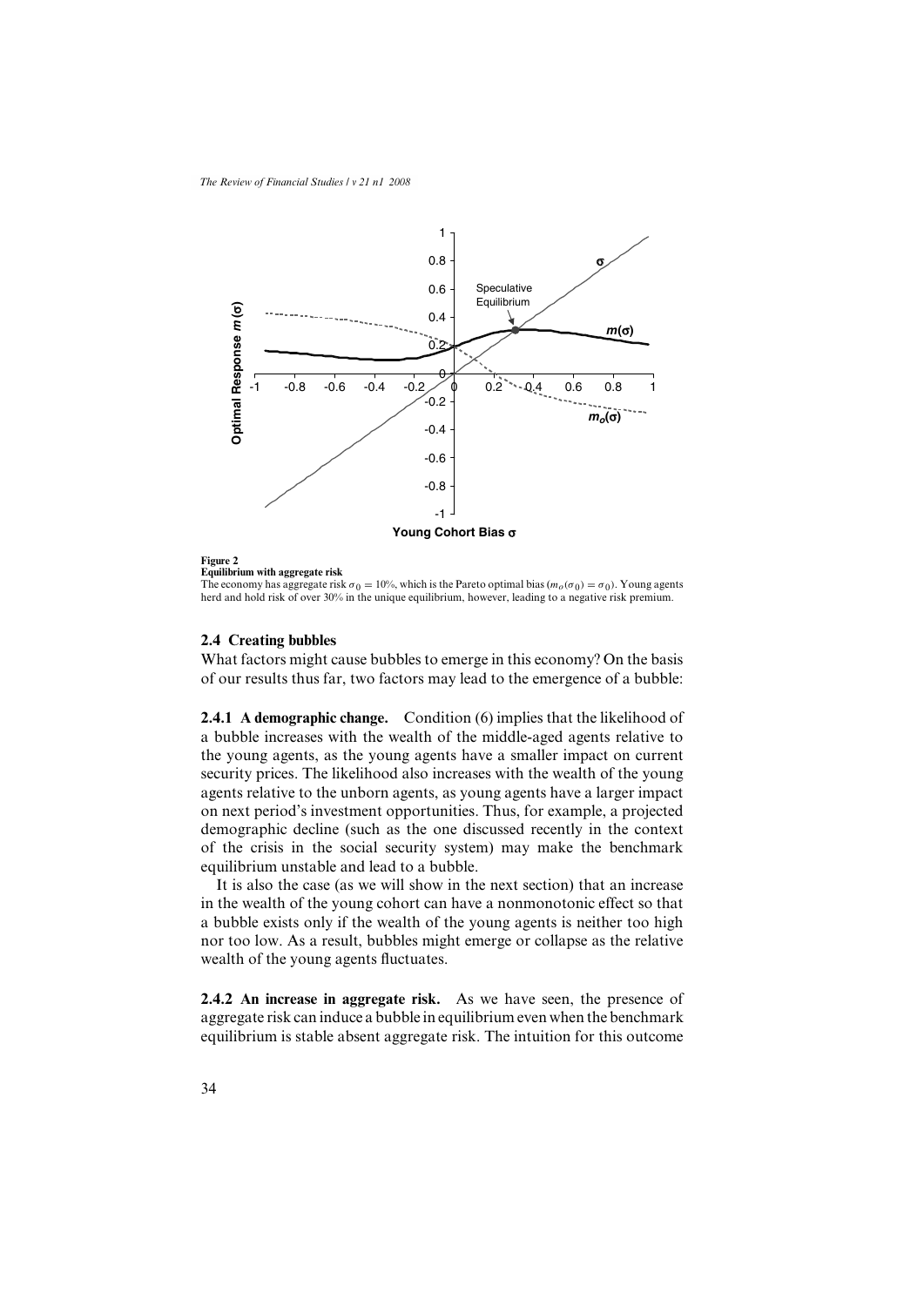**Figure 2**
**Equilibrium with aggregate risk**
The economy has aggregate risk $\sigma_0 = 10\%$, which is the Pareto optimal bias ($m_o(\sigma_0) = \sigma_0$). Young agents herd and hold risk of over 30% in the unique equilibrium, however, leading to a negative risk premium.

### 2.4 Creating bubbles

What factors might cause bubbles to emerge in this economy? On the basis of our results thus far, two factors may lead to the emergence of a bubble:

**2.4.1 A demographic change.** Condition (6) implies that the likelihood of a bubble increases with the wealth of the middle-aged agents relative to the young agents, as the young agents have a smaller impact on current security prices. The likelihood also increases with the wealth of the young agents relative to the unborn agents, as young agents have a larger impact on next period's investment opportunities. Thus, for example, a projected demographic decline (such as the one discussed recently in the context of the crisis in the social security system) may make the benchmark equilibrium unstable and lead to a bubble.

It is also the case (as we will show in the next section) that an increase in the wealth of the young cohort can have a nonmonotonic effect so that a bubble exists only if the wealth of the young agents is neither too high nor too low. As a result, bubbles might emerge or collapse as the relative wealth of the young agents fluctuates.

**2.4.2 An increase in aggregate risk.** As we have seen, the presence of aggregate risk can induce a bubble in equilibrium even when the benchmark equilibrium is stable absent aggregate risk. The intuition for this outcome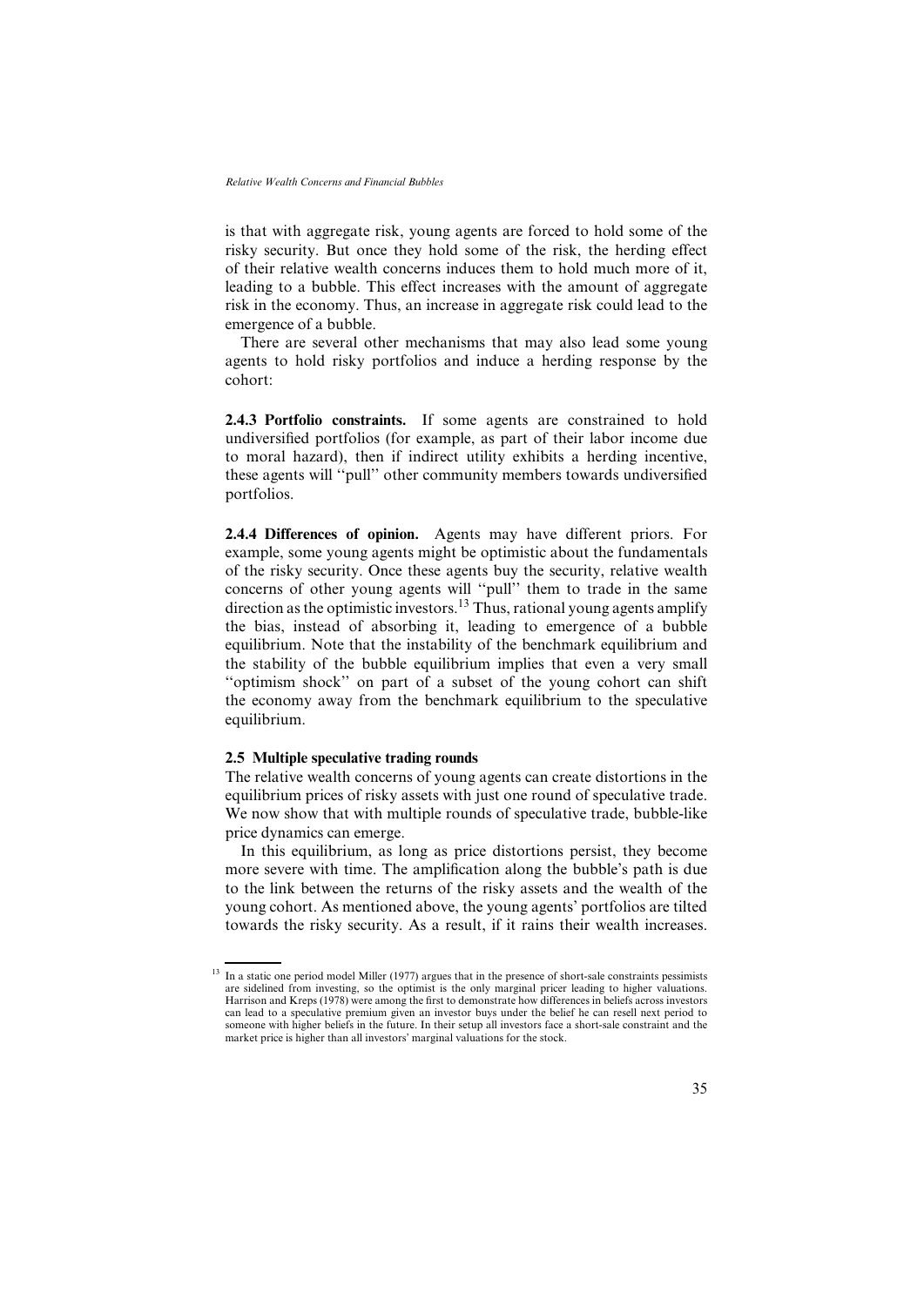is that with aggregate risk, young agents are forced to hold some of the risky security. But once they hold some of the risk, the herding effect of their relative wealth concerns induces them to hold much more of it, leading to a bubble. This effect increases with the amount of aggregate risk in the economy. Thus, an increase in aggregate risk could lead to the emergence of a bubble.

There are several other mechanisms that may also lead some young agents to hold risky portfolios and induce a herding response by the cohort:

**2.4.3 Portfolio constraints.** If some agents are constrained to hold undiversified portfolios (for example, as part of their labor income due to moral hazard), then if indirect utility exhibits a herding incentive, these agents will ''pull'' other community members towards undiversified portfolios.

**2.4.4 Differences of opinion.** Agents may have different priors. For example, some young agents might be optimistic about the fundamentals of the risky security. Once these agents buy the security, relative wealth concerns of other young agents will ''pull'' them to trade in the same direction as the optimistic investors.[13] Thus, rational young agents amplify the bias, instead of absorbing it, leading to emergence of a bubble equilibrium. Note that the instability of the benchmark equilibrium and the stability of the bubble equilibrium implies that even a very small ''optimism shock'' on part of a subset of the young cohort can shift the economy away from the benchmark equilibrium to the speculative equilibrium.

### 2.5 Multiple speculative trading rounds

The relative wealth concerns of young agents can create distortions in the equilibrium prices of risky assets with just one round of speculative trade. We now show that with multiple rounds of speculative trade, bubble-like price dynamics can emerge.

In this equilibrium, as long as price distortions persist, they become more severe with time. The amplification along the bubble's path is due to the link between the returns of the risky assets and the wealth of the young cohort. As mentioned above, the young agents' portfolios are tilted towards the risky security. As a result, if it rains their wealth increases.

[13] In a static one period model Miller (1977) argues that in the presence of short-sale constraints pessimists are sidelined from investing, so the optimist is the only marginal pricer leading to higher valuations. Harrison and Kreps (1978) were among the first to demonstrate how differences in beliefs across investors can lead to a speculative premium given an investor buys under the belief he can resell next period to someone with higher beliefs in the future. In their setup all investors face a short-sale constraint and the market price is higher than all investors' marginal valuations for the stock.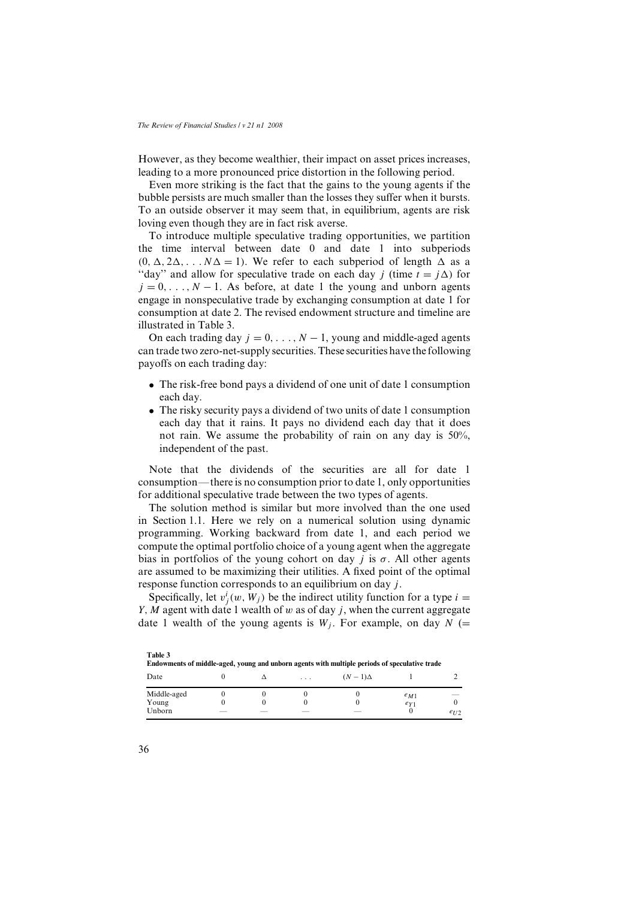However, as they become wealthier, their impact on asset prices increases, leading to a more pronounced price distortion in the following period.

Even more striking is the fact that the gains to the young agents if the bubble persists are much smaller than the losses they suffer when it bursts. To an outside observer it may seem that, in equilibrium, agents are risk loving even though they are in fact risk averse.

To introduce multiple speculative trading opportunities, we partition the time interval between date 0 and date 1 into subperiods $(0, \Delta, 2\Delta, \ldots N\Delta = 1)$. We refer to each subperiod of length $\Delta$ as a "day" and allow for speculative trade on each day $j$ (time $t = j\Delta$) for $j = 0, \ldots, N-1$. As before, at date 1 the young and unborn agents engage in nonspeculative trade by exchanging consumption at date 1 for consumption at date 2. The revised endowment structure and timeline are illustrated in Table 3.

On each trading day $j = 0, \ldots, N-1$, young and middle-aged agents can trade two zero-net-supply securities. These securities have the following payoffs on each trading day:

- The risk-free bond pays a dividend of one unit of date 1 consumption each day.
- The risky security pays a dividend of two units of date 1 consumption each day that it rains. It pays no dividend each day that it does not rain. We assume the probability of rain on any day is 50%, independent of the past.

Note that the dividends of the securities are all for date 1 consumption—there is no consumption prior to date 1, only opportunities for additional speculative trade between the two types of agents.

The solution method is similar but more involved than the one used in Section 1.1. Here we rely on a numerical solution using dynamic programming. Working backward from date 1, and each period we compute the optimal portfolio choice of a young agent when the aggregate bias in portfolios of the young cohort on day $j$ is $\sigma$. All other agents are assumed to be maximizing their utilities. A fixed point of the optimal response function corresponds to an equilibrium on day $j$.

Specifically, let $v_j^i(w, W_j)$ be the indirect utility function for a type $i = Y, M$ agent with date 1 wealth of $w$ as of day $j$, when the current aggregate date 1 wealth of the young agents is $W_j$. For example, on day $N$ (=

**Table 3**
**Endowments of middle-aged, young and unborn agents with multiple periods of speculative trade**

| Date | 0 | $\Delta$ | ... | $(N-1)\Delta$ | 1 | 2 |
|---|---|---|---|---|---|---|
| Middle-aged | 0 | 0 | 0 | 0 | $e_{M1}$ | — |
| Young | 0 | 0 | 0 | 0 | $e_{Y1}$ | 0 |
| Unborn | — | — | — | — | 0 | $e_{U2}$ |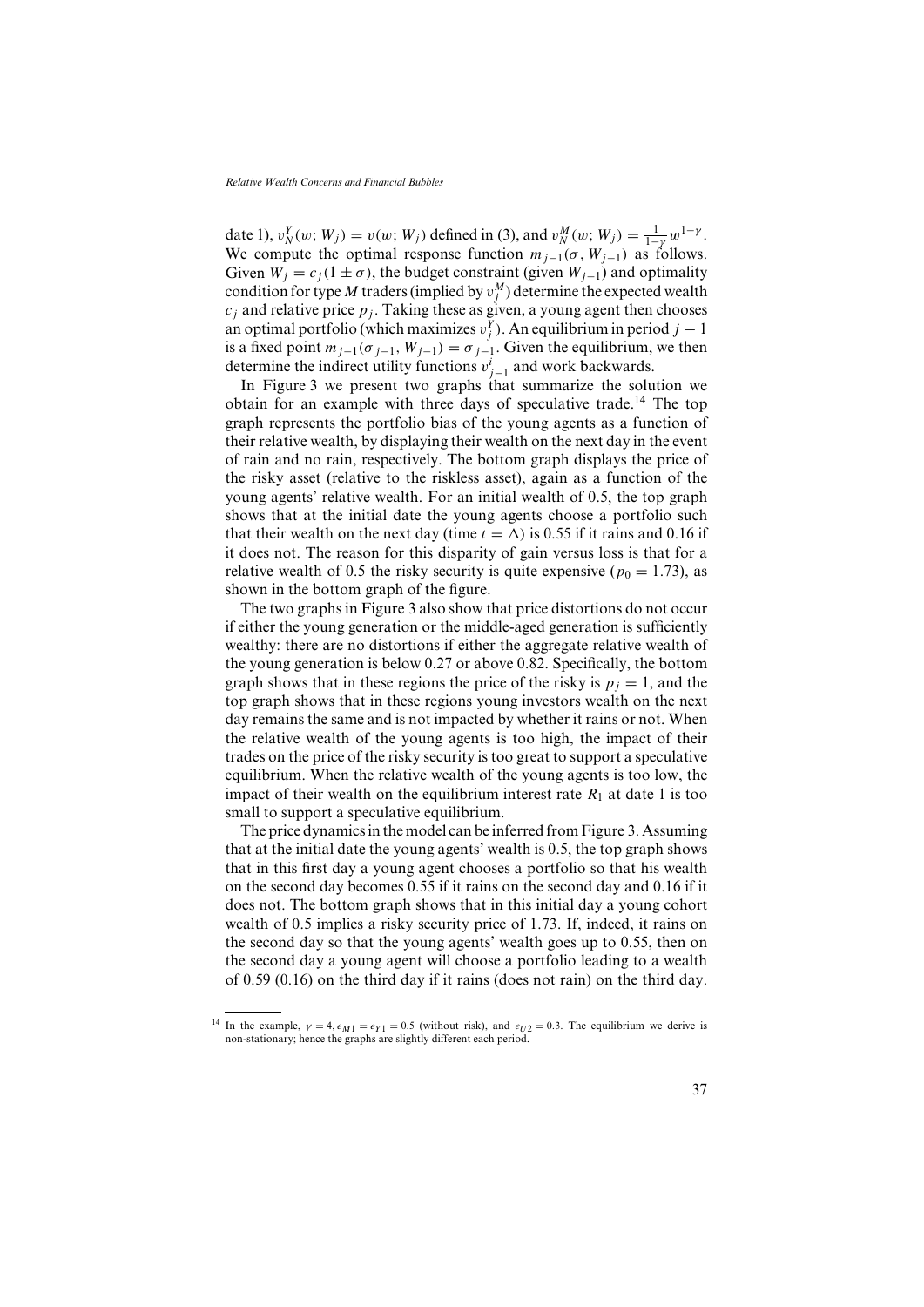date 1), $v_N^Y(w; W_j) = v(w; W_j)$ defined in (3), and $v_N^M(w; W_j) = \frac{1}{1-\gamma} w^{1-\gamma}$. We compute the optimal response function $m_{j-1}(\sigma, W_{j-1})$ as follows. Given $W_j = c_j(1 \pm \sigma)$, the budget constraint (given $W_{j-1}$) and optimality condition for type $M$ traders (implied by $v_j^M$) determine the expected wealth $c_j$ and relative price $p_j$. Taking these as given, a young agent then chooses an optimal portfolio (which maximizes $v_j^Y$). An equilibrium in period $j-1$ is a fixed point $m_{j-1}(\sigma_{j-1}, W_{j-1}) = \sigma_{j-1}$. Given the equilibrium, we then determine the indirect utility functions $v_{j-1}^i$ and work backwards.

In Figure 3 we present two graphs that summarize the solution we obtain for an example with three days of speculative trade.[14] The top graph represents the portfolio bias of the young agents as a function of their relative wealth, by displaying their wealth on the next day in the event of rain and no rain, respectively. The bottom graph displays the price of the risky asset (relative to the riskless asset), again as a function of the young agents' relative wealth. For an initial wealth of 0.5, the top graph shows that at the initial date the young agents choose a portfolio such that their wealth on the next day (time $t = \Delta$) is 0.55 if it rains and 0.16 if it does not. The reason for this disparity of gain versus loss is that for a relative wealth of 0.5 the risky security is quite expensive ($p_0 = 1.73$), as shown in the bottom graph of the figure.

The two graphs in Figure 3 also show that price distortions do not occur if either the young generation or the middle-aged generation is sufficiently wealthy: there are no distortions if either the aggregate relative wealth of the young generation is below 0.27 or above 0.82. Specifically, the bottom graph shows that in these regions the price of the risky is $p_j = 1$, and the top graph shows that in these regions young investors wealth on the next day remains the same and is not impacted by whether it rains or not. When the relative wealth of the young agents is too high, the impact of their trades on the price of the risky security is too great to support a speculative equilibrium. When the relative wealth of the young agents is too low, the impact of their wealth on the equilibrium interest rate $R_1$ at date 1 is too small to support a speculative equilibrium.

The price dynamics in the model can be inferred from Figure 3. Assuming that at the initial date the young agents' wealth is 0.5, the top graph shows that in this first day a young agent chooses a portfolio so that his wealth on the second day becomes 0.55 if it rains on the second day and 0.16 if it does not. The bottom graph shows that in this initial day a young cohort wealth of 0.5 implies a risky security price of 1.73. If, indeed, it rains on the second day so that the young agents' wealth goes up to 0.55, then on the second day a young agent will choose a portfolio leading to a wealth of 0.59 (0.16) on the third day if it rains (does not rain) on the third day.

[14] In the example, $\gamma = 4$, $e_{M1} = e_{Y1} = 0.5$ (without risk), and $e_{U2} = 0.3$. The equilibrium we derive is non-stationary; hence the graphs are slightly different each period.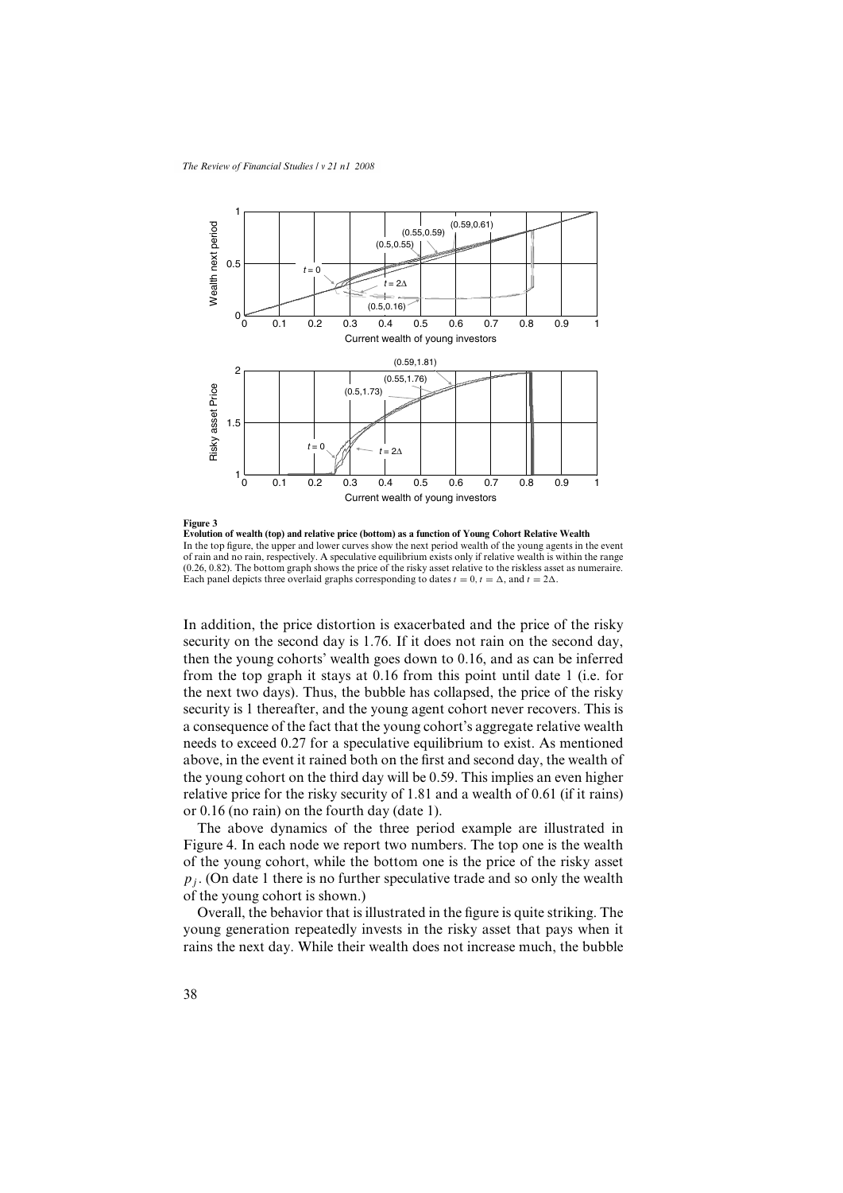**Figure 3**
**Evolution of wealth (top) and relative price (bottom) as a function of Young Cohort Relative Wealth**
In the top figure, the upper and lower curves show the next period wealth of the young agents in the event of rain and no rain, respectively. A speculative equilibrium exists only if relative wealth is within the range (0.26, 0.82). The bottom graph shows the price of the risky asset relative to the riskless asset as numeraire. Each panel depicts three overlaid graphs corresponding to dates $t = 0$, $t = \Delta$, and $t = 2\Delta$.

In addition, the price distortion is exacerbated and the price of the risky security on the second day is 1.76. If it does not rain on the second day, then the young cohorts' wealth goes down to 0.16, and as can be inferred from the top graph it stays at 0.16 from this point until date 1 (i.e. for the next two days). Thus, the bubble has collapsed, the price of the risky security is 1 thereafter, and the young agent cohort never recovers. This is a consequence of the fact that the young cohort's aggregate relative wealth needs to exceed 0.27 for a speculative equilibrium to exist. As mentioned above, in the event it rained both on the first and second day, the wealth of the young cohort on the third day will be 0.59. This implies an even higher relative price for the risky security of 1.81 and a wealth of 0.61 (if it rains) or 0.16 (no rain) on the fourth day (date 1).

The above dynamics of the three period example are illustrated in Figure 4. In each node we report two numbers. The top one is the wealth of the young cohort, while the bottom one is the price of the risky asset $p_j$. (On date 1 there is no further speculative trade and so only the wealth of the young cohort is shown.)

Overall, the behavior that is illustrated in the figure is quite striking. The young generation repeatedly invests in the risky asset that pays when it rains the next day. While their wealth does not increase much, the bubble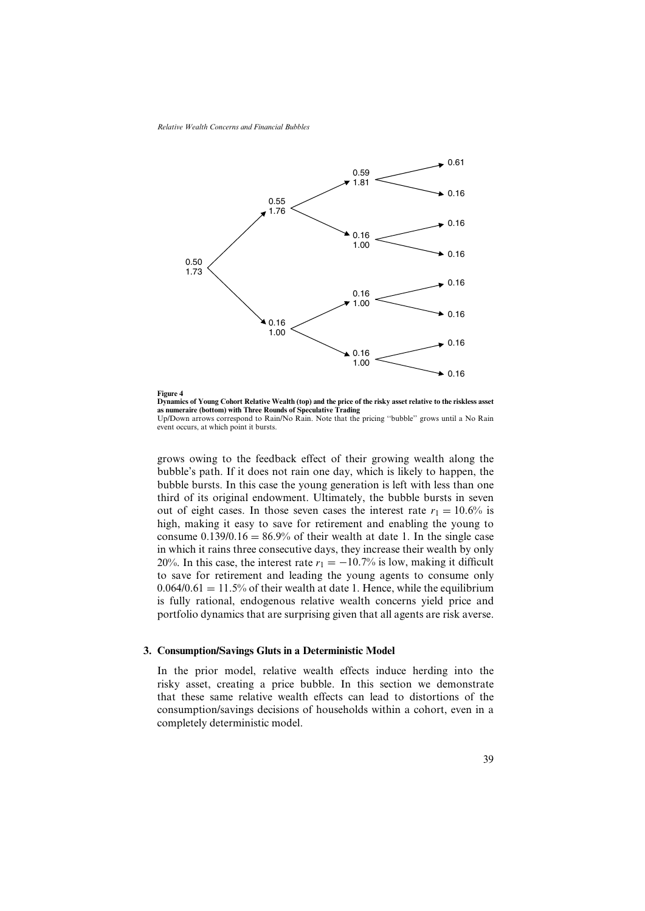**Figure 4**

**Dynamics of Young Cohort Relative Wealth (top) and the price of the risky asset relative to the riskless asset as numeraire (bottom) with Three Rounds of Speculative Trading**

Up/Down arrows correspond to Rain/No Rain. Note that the pricing "bubble" grows until a No Rain event occurs, at which point it bursts.

grows owing to the feedback effect of their growing wealth along the bubble's path. If it does not rain one day, which is likely to happen, the bubble bursts. In this case the young generation is left with less than one third of its original endowment. Ultimately, the bubble bursts in seven out of eight cases. In those seven cases the interest rate $r_1 = 10.6\%$ is high, making it easy to save for retirement and enabling the young to consume $0.139/0.16 = 86.9\%$ of their wealth at date 1. In the single case in which it rains three consecutive days, they increase their wealth by only 20%. In this case, the interest rate $r_1 = -10.7\%$ is low, making it difficult to save for retirement and leading the young agents to consume only $0.064/0.61 = 11.5\%$ of their wealth at date 1. Hence, while the equilibrium is fully rational, endogenous relative wealth concerns yield price and portfolio dynamics that are surprising given that all agents are risk averse.

## 3. Consumption/Savings Gluts in a Deterministic Model

In the prior model, relative wealth effects induce herding into the risky asset, creating a price bubble. In this section we demonstrate that these same relative wealth effects can lead to distortions of the consumption/savings decisions of households within a cohort, even in a completely deterministic model.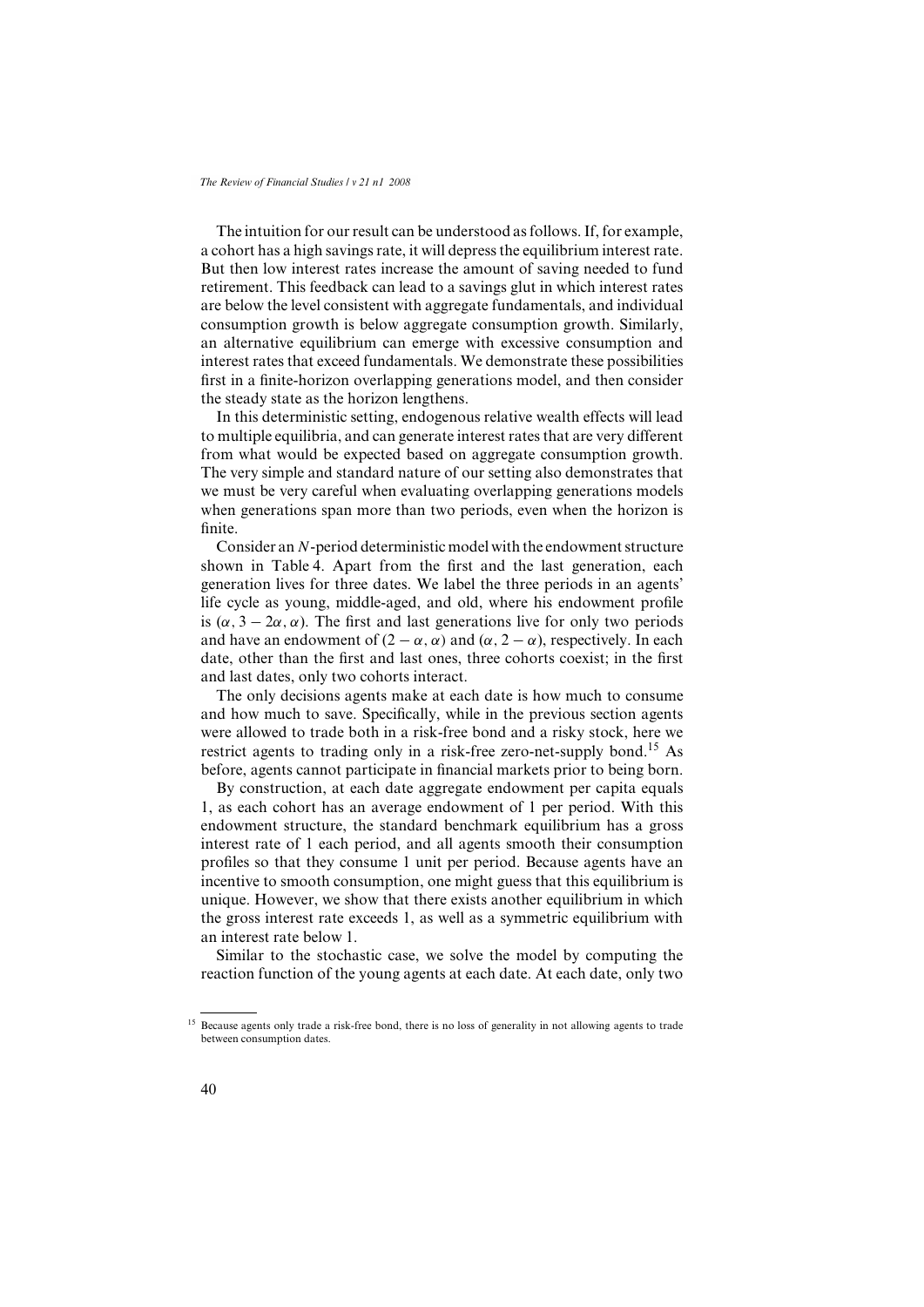The intuition for our result can be understood as follows. If, for example, a cohort has a high savings rate, it will depress the equilibrium interest rate. But then low interest rates increase the amount of saving needed to fund retirement. This feedback can lead to a savings glut in which interest rates are below the level consistent with aggregate fundamentals, and individual consumption growth is below aggregate consumption growth. Similarly, an alternative equilibrium can emerge with excessive consumption and interest rates that exceed fundamentals. We demonstrate these possibilities first in a finite-horizon overlapping generations model, and then consider the steady state as the horizon lengthens.

In this deterministic setting, endogenous relative wealth effects will lead to multiple equilibria, and can generate interest rates that are very different from what would be expected based on aggregate consumption growth. The very simple and standard nature of our setting also demonstrates that we must be very careful when evaluating overlapping generations models when generations span more than two periods, even when the horizon is finite.

Consider an $N$-period deterministic model with the endowment structure shown in Table 4. Apart from the first and the last generation, each generation lives for three dates. We label the three periods in an agents' life cycle as young, middle-aged, and old, where his endowment profile is $(\alpha, 3 - 2\alpha, \alpha)$. The first and last generations live for only two periods and have an endowment of $(2 - \alpha, \alpha)$ and $(\alpha, 2 - \alpha)$, respectively. In each date, other than the first and last ones, three cohorts coexist; in the first and last dates, only two cohorts interact.

The only decisions agents make at each date is how much to consume and how much to save. Specifically, while in the previous section agents were allowed to trade both in a risk-free bond and a risky stock, here we restrict agents to trading only in a risk-free zero-net-supply bond.[15] As before, agents cannot participate in financial markets prior to being born.

By construction, at each date aggregate endowment per capita equals 1, as each cohort has an average endowment of 1 per period. With this endowment structure, the standard benchmark equilibrium has a gross interest rate of 1 each period, and all agents smooth their consumption profiles so that they consume 1 unit per period. Because agents have an incentive to smooth consumption, one might guess that this equilibrium is unique. However, we show that there exists another equilibrium in which the gross interest rate exceeds 1, as well as a symmetric equilibrium with an interest rate below 1.

Similar to the stochastic case, we solve the model by computing the reaction function of the young agents at each date. At each date, only two

[15] Because agents only trade a risk-free bond, there is no loss of generality in not allowing agents to trade between consumption dates.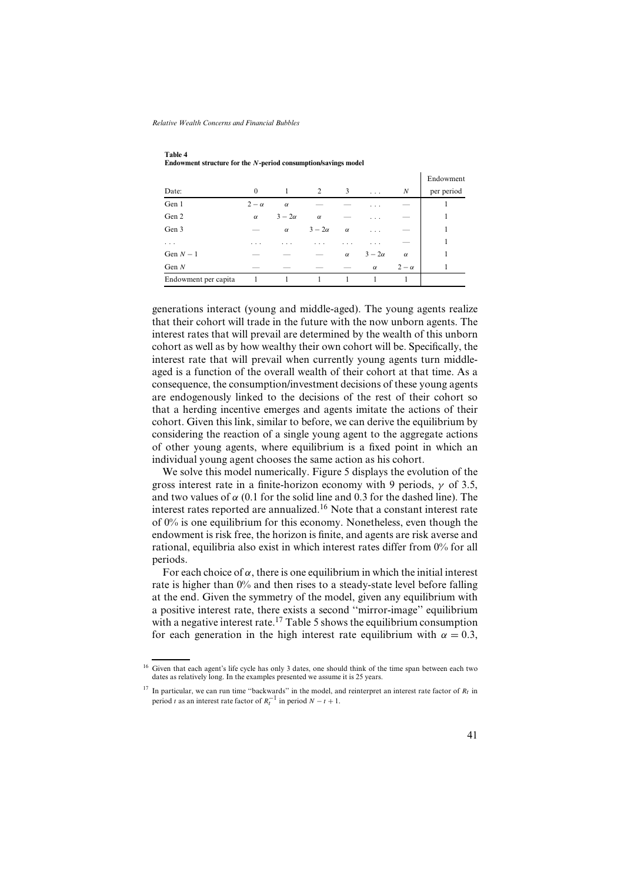**Table 4**
**Endowment structure for the $N$-period consumption/savings model**

| Date: | 0 | 1 | 2 | 3 | ... | $N$ | Endowment per period |
|---|---|---|---|---|---|---|---|
| Gen 1 | $2-\alpha$ | $\alpha$ | — | — | ... | — | 1 |
| Gen 2 | $\alpha$ | $3-2\alpha$ | $\alpha$ | — | ... | — | 1 |
| Gen 3 | — | $\alpha$ | $3-2\alpha$ | $\alpha$ | ... | — | 1 |
| ... | ... | ... | ... | ... | ... | — | 1 |
| Gen $N-1$ | — | — | — | $\alpha$ | $3-2\alpha$ | $\alpha$ | 1 |
| Gen $N$ | — | — | — | — | $\alpha$ | $2-\alpha$ | 1 |
| Endowment per capita | 1 | 1 | 1 | 1 | 1 | 1 | |

generations interact (young and middle-aged). The young agents realize that their cohort will trade in the future with the now unborn agents. The interest rates that will prevail are determined by the wealth of this unborn cohort as well as by how wealthy their own cohort will be. Specifically, the interest rate that will prevail when currently young agents turn middle-aged is a function of the overall wealth of their cohort at that time. As a consequence, the consumption/investment decisions of these young agents are endogenously linked to the decisions of the rest of their cohort so that a herding incentive emerges and agents imitate the actions of their cohort. Given this link, similar to before, we can derive the equilibrium by considering the reaction of a single young agent to the aggregate actions of other young agents, where equilibrium is a fixed point in which an individual young agent chooses the same action as his cohort.

We solve this model numerically. Figure 5 displays the evolution of the gross interest rate in a finite-horizon economy with 9 periods, $\gamma$ of 3.5, and two values of $\alpha$ (0.1 for the solid line and 0.3 for the dashed line). The interest rates reported are annualized.[16] Note that a constant interest rate of 0% is one equilibrium for this economy. Nonetheless, even though the endowment is risk free, the horizon is finite, and agents are risk averse and rational, equilibria also exist in which interest rates differ from 0% for all periods.

For each choice of $\alpha$, there is one equilibrium in which the initial interest rate is higher than 0% and then rises to a steady-state level before falling at the end. Given the symmetry of the model, given any equilibrium with a positive interest rate, there exists a second "mirror-image" equilibrium with a negative interest rate.[17] Table 5 shows the equilibrium consumption for each generation in the high interest rate equilibrium with $\alpha = 0.3$,

[16] Given that each agent's life cycle has only 3 dates, one should think of the time span between each two dates as relatively long. In the examples presented we assume it is 25 years.

[17] In particular, we can run time "backwards" in the model, and reinterpret an interest rate factor of $R_t$ in period $t$ as an interest rate factor of $R_t^{-1}$ in period $N - t + 1$.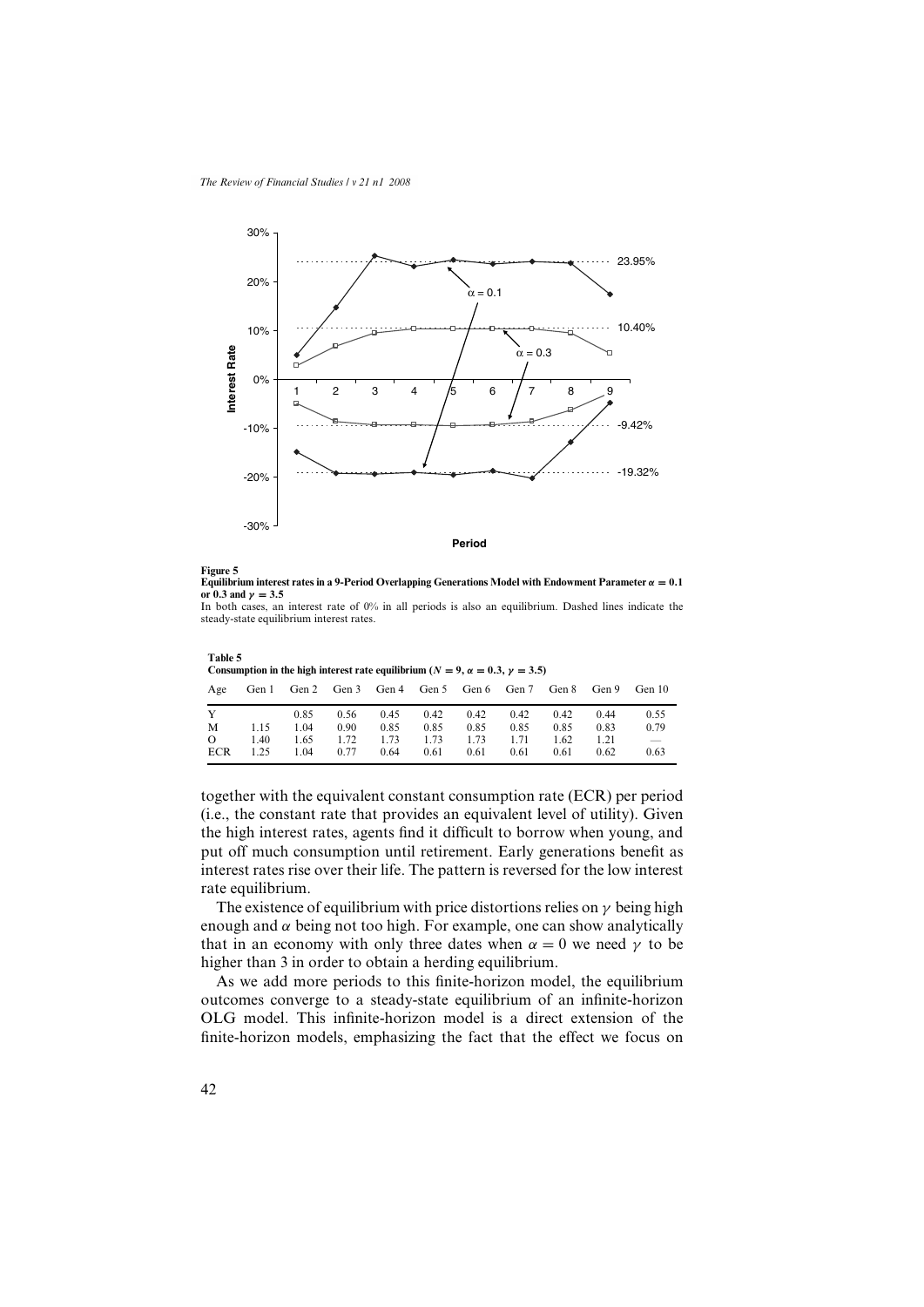**Figure 5**
**Equilibrium interest rates in a 9-Period Overlapping Generations Model with Endowment Parameter $\alpha = 0.1$ or 0.3 and $\gamma = 3.5$**
In both cases, an interest rate of 0% in all periods is also an equilibrium. Dashed lines indicate the steady-state equilibrium interest rates.

**Table 5**
**Consumption in the high interest rate equilibrium ($N = 9$, $\alpha = 0.3$, $\gamma = 3.5$)**

| Age | Gen 1 | Gen 2 | Gen 3 | Gen 4 | Gen 5 | Gen 6 | Gen 7 | Gen 8 | Gen 9 | Gen 10 |
|---|---|---|---|---|---|---|---|---|---|---|
| Y | | 0.85 | 0.56 | 0.45 | 0.42 | 0.42 | 0.42 | 0.42 | 0.44 | 0.55 |
| M | 1.15 | 1.04 | 0.90 | 0.85 | 0.85 | 0.85 | 0.85 | 0.85 | 0.83 | 0.79 |
| O | 1.40 | 1.65 | 1.72 | 1.73 | 1.73 | 1.73 | 1.71 | 1.62 | 1.21 | — |
| ECR | 1.25 | 1.04 | 0.77 | 0.64 | 0.61 | 0.61 | 0.61 | 0.61 | 0.62 | 0.63 |

together with the equivalent constant consumption rate (ECR) per period (i.e., the constant rate that provides an equivalent level of utility). Given the high interest rates, agents find it difficult to borrow when young, and put off much consumption until retirement. Early generations benefit as interest rates rise over their life. The pattern is reversed for the low interest rate equilibrium.

The existence of equilibrium with price distortions relies on $\gamma$ being high enough and $\alpha$ being not too high. For example, one can show analytically that in an economy with only three dates when $\alpha = 0$ we need $\gamma$ to be higher than 3 in order to obtain a herding equilibrium.

As we add more periods to this finite-horizon model, the equilibrium outcomes converge to a steady-state equilibrium of an infinite-horizon OLG model. This infinite-horizon model is a direct extension of the finite-horizon models, emphasizing the fact that the effect we focus on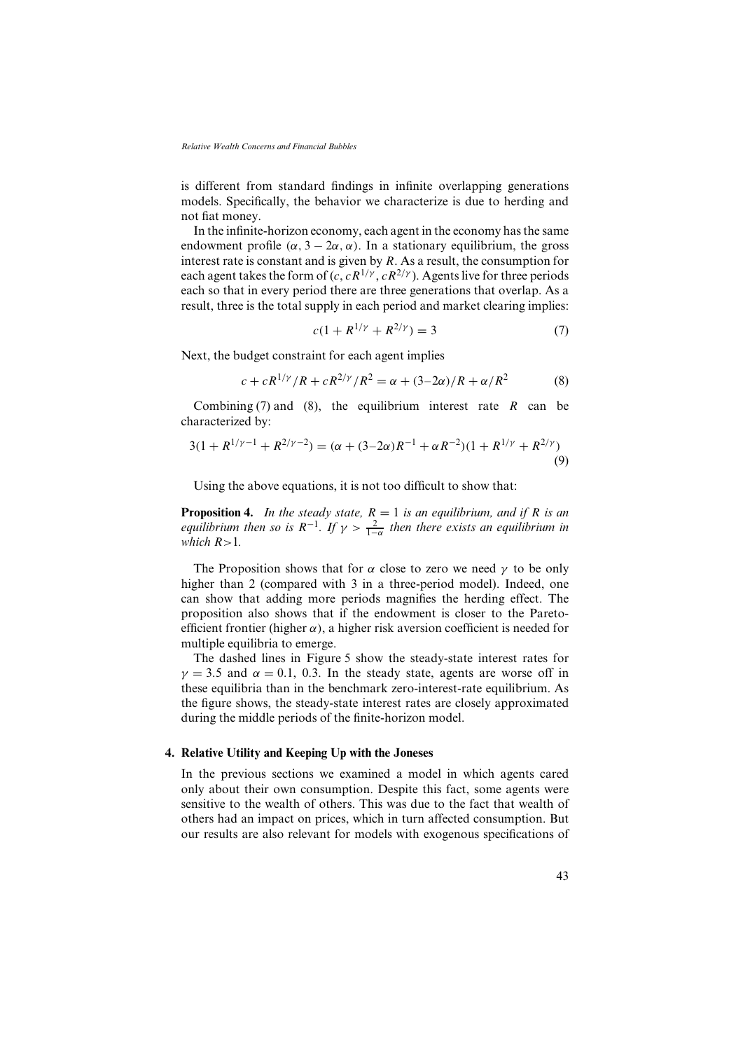is different from standard findings in infinite overlapping generations models. Specifically, the behavior we characterize is due to herding and not fiat money.

In the infinite-horizon economy, each agent in the economy has the same endowment profile $(\alpha, 3 - 2\alpha, \alpha)$. In a stationary equilibrium, the gross interest rate is constant and is given by $R$. As a result, the consumption for each agent takes the form of $(c, cR^{1/\gamma}, cR^{2/\gamma})$. Agents live for three periods each so that in every period there are three generations that overlap. As a result, three is the total supply in each period and market clearing implies:

$$c(1 + R^{1/\gamma} + R^{2/\gamma}) = 3 \tag{7}$$

Next, the budget constraint for each agent implies

$$c + cR^{1/\gamma}/R + cR^{2/\gamma}/R^2 = \alpha + (3\text{–}2\alpha)/R + \alpha/R^2 \tag{8}$$

Combining (7) and (8), the equilibrium interest rate $R$ can be characterized by:

$$3(1 + R^{1/\gamma - 1} + R^{2/\gamma - 2}) = (\alpha + (3\text{–}2\alpha)R^{-1} + \alpha R^{-2})(1 + R^{1/\gamma} + R^{2/\gamma}) \tag{9}$$

Using the above equations, it is not too difficult to show that:

**Proposition 4.** *In the steady state, $R = 1$ is an equilibrium, and if $R$ is an equilibrium then so is $R^{-1}$. If $\gamma > \frac{2}{1-\alpha}$ then there exists an equilibrium in which $R > 1$.*

The Proposition shows that for $\alpha$ close to zero we need $\gamma$ to be only higher than 2 (compared with 3 in a three-period model). Indeed, one can show that adding more periods magnifies the herding effect. The proposition also shows that if the endowment is closer to the Pareto-efficient frontier (higher $\alpha$), a higher risk aversion coefficient is needed for multiple equilibria to emerge.

The dashed lines in Figure 5 show the steady-state interest rates for $\gamma = 3.5$ and $\alpha = 0.1$, $0.3$. In the steady state, agents are worse off in these equilibria than in the benchmark zero-interest-rate equilibrium. As the figure shows, the steady-state interest rates are closely approximated during the middle periods of the finite-horizon model.

## 4. Relative Utility and Keeping Up with the Joneses

In the previous sections we examined a model in which agents cared only about their own consumption. Despite this fact, some agents were sensitive to the wealth of others. This was due to the fact that wealth of others had an impact on prices, which in turn affected consumption. But our results are also relevant for models with exogenous specifications of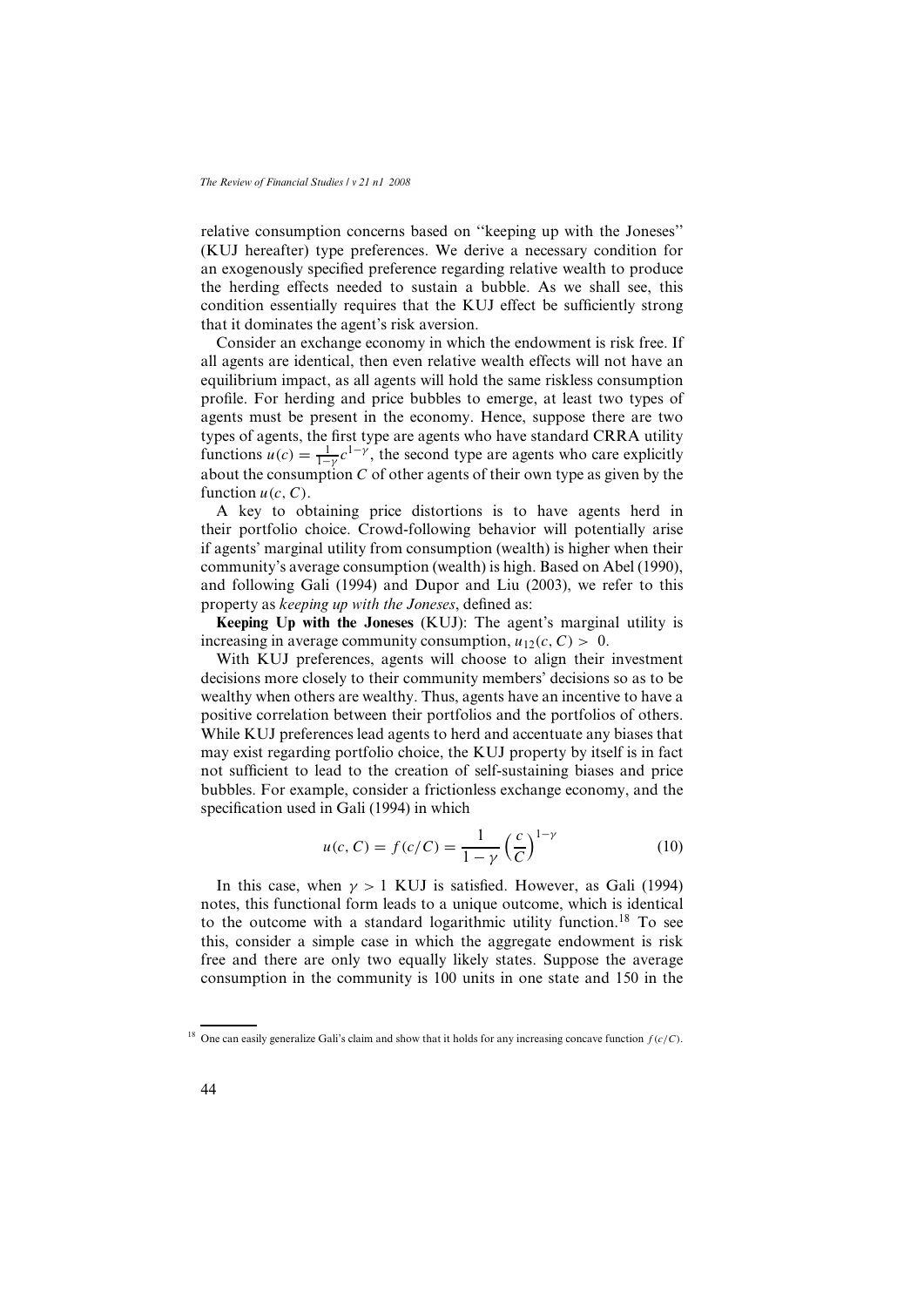relative consumption concerns based on ''keeping up with the Joneses'' (KUJ hereafter) type preferences. We derive a necessary condition for an exogenously specified preference regarding relative wealth to produce the herding effects needed to sustain a bubble. As we shall see, this condition essentially requires that the KUJ effect be sufficiently strong that it dominates the agent's risk aversion.

Consider an exchange economy in which the endowment is risk free. If all agents are identical, then even relative wealth effects will not have an equilibrium impact, as all agents will hold the same riskless consumption profile. For herding and price bubbles to emerge, at least two types of agents must be present in the economy. Hence, suppose there are two types of agents, the first type are agents who have standard CRRA utility functions $u(c) = \frac{1}{1-\gamma}c^{1-\gamma}$, the second type are agents who care explicitly about the consumption $C$ of other agents of their own type as given by the function $u(c, C)$.

A key to obtaining price distortions is to have agents herd in their portfolio choice. Crowd-following behavior will potentially arise if agents' marginal utility from consumption (wealth) is higher when their community's average consumption (wealth) is high. Based on Abel (1990), and following Gali (1994) and Dupor and Liu (2003), we refer to this property as *keeping up with the Joneses*, defined as:

**Keeping Up with the Joneses** (KUJ): The agent's marginal utility is increasing in average community consumption, $u_{12}(c, C) > 0$.

With KUJ preferences, agents will choose to align their investment decisions more closely to their community members' decisions so as to be wealthy when others are wealthy. Thus, agents have an incentive to have a positive correlation between their portfolios and the portfolios of others. While KUJ preferences lead agents to herd and accentuate any biases that may exist regarding portfolio choice, the KUJ property by itself is in fact not sufficient to lead to the creation of self-sustaining biases and price bubbles. For example, consider a frictionless exchange economy, and the specification used in Gali (1994) in which

$$u(c, C) = f(c/C) = \frac{1}{1-\gamma}\left(\frac{c}{C}\right)^{1-\gamma} \tag{10}$$

In this case, when $\gamma > 1$ KUJ is satisfied. However, as Gali (1994) notes, this functional form leads to a unique outcome, which is identical to the outcome with a standard logarithmic utility function.[18] To see this, consider a simple case in which the aggregate endowment is risk free and there are only two equally likely states. Suppose the average consumption in the community is 100 units in one state and 150 in the

[18] One can easily generalize Gali's claim and show that it holds for any increasing concave function $f(c/C)$.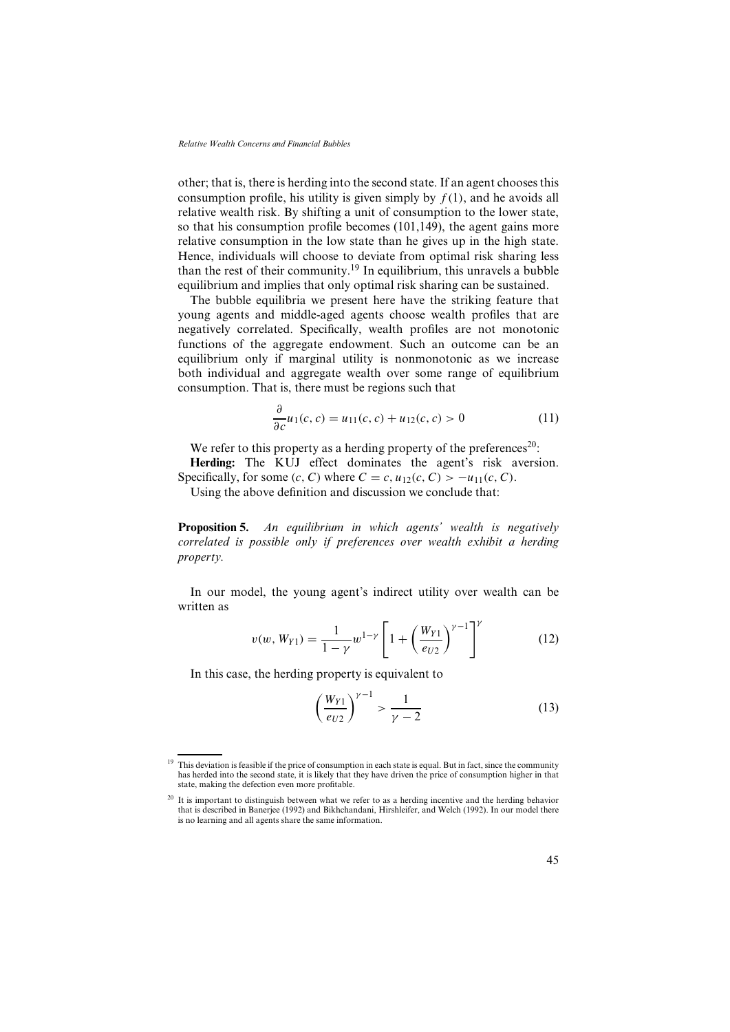other; that is, there is herding into the second state. If an agent chooses this consumption profile, his utility is given simply by $f(1)$, and he avoids all relative wealth risk. By shifting a unit of consumption to the lower state, so that his consumption profile becomes (101,149), the agent gains more relative consumption in the low state than he gives up in the high state. Hence, individuals will choose to deviate from optimal risk sharing less than the rest of their community.[19] In equilibrium, this unravels a bubble equilibrium and implies that only optimal risk sharing can be sustained.

The bubble equilibria we present here have the striking feature that young agents and middle-aged agents choose wealth profiles that are negatively correlated. Specifically, wealth profiles are not monotonic functions of the aggregate endowment. Such an outcome can be an equilibrium only if marginal utility is nonmonotonic as we increase both individual and aggregate wealth over some range of equilibrium consumption. That is, there must be regions such that

$$\frac{\partial}{\partial c} u_1(c, c) = u_{11}(c, c) + u_{12}(c, c) > 0 \tag{11}$$

We refer to this property as a herding property of the preferences[20]:

**Herding:** The KUJ effect dominates the agent's risk aversion. Specifically, for some $(c, C)$ where $C = c$, $u_{12}(c, C) > -u_{11}(c, C)$.

Using the above definition and discussion we conclude that:

**Proposition 5.** *An equilibrium in which agents' wealth is negatively correlated is possible only if preferences over wealth exhibit a herding property.*

In our model, the young agent's indirect utility over wealth can be written as

$$v(w, W_{Y1}) = \frac{1}{1-\gamma} w^{1-\gamma} \left[ 1 + \left( \frac{W_{Y1}}{e_{U2}} \right)^{\gamma - 1} \right]^{\gamma} \tag{12}$$

In this case, the herding property is equivalent to

$$\left( \frac{W_{Y1}}{e_{U2}} \right)^{\gamma - 1} > \frac{1}{\gamma - 2} \tag{13}$$

---

[19] This deviation is feasible if the price of consumption in each state is equal. But in fact, since the community has herded into the second state, it is likely that they have driven the price of consumption higher in that state, making the defection even more profitable.

[20] It is important to distinguish between what we refer to as a herding incentive and the herding behavior that is described in Banerjee (1992) and Bikhchandani, Hirshleifer, and Welch (1992). In our model there is no learning and all agents share the same information.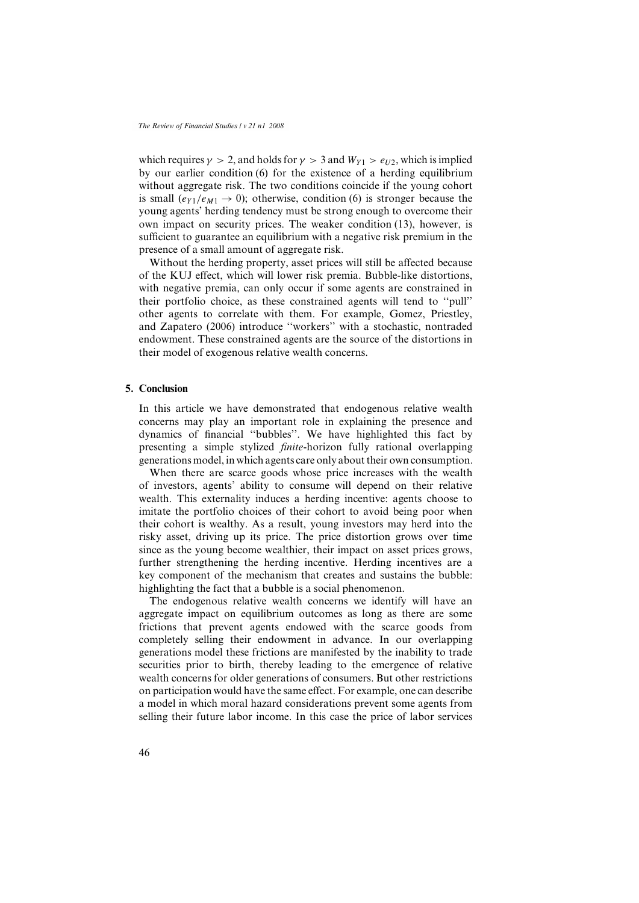which requires $\gamma > 2$, and holds for $\gamma > 3$ and $W_{Y1} > e_{U2}$, which is implied by our earlier condition (6) for the existence of a herding equilibrium without aggregate risk. The two conditions coincide if the young cohort is small ($e_{Y1}/e_{M1} \to 0$); otherwise, condition (6) is stronger because the young agents' herding tendency must be strong enough to overcome their own impact on security prices. The weaker condition (13), however, is sufficient to guarantee an equilibrium with a negative risk premium in the presence of a small amount of aggregate risk.

Without the herding property, asset prices will still be affected because of the KUJ effect, which will lower risk premia. Bubble-like distortions, with negative premia, can only occur if some agents are constrained in their portfolio choice, as these constrained agents will tend to ''pull'' other agents to correlate with them. For example, Gomez, Priestley, and Zapatero (2006) introduce ''workers'' with a stochastic, nontraded endowment. These constrained agents are the source of the distortions in their model of exogenous relative wealth concerns.

## 5. Conclusion

In this article we have demonstrated that endogenous relative wealth concerns may play an important role in explaining the presence and dynamics of financial ''bubbles''. We have highlighted this fact by presenting a simple stylized *finite*-horizon fully rational overlapping generations model, in which agents care only about their own consumption.

When there are scarce goods whose price increases with the wealth of investors, agents' ability to consume will depend on their relative wealth. This externality induces a herding incentive: agents choose to imitate the portfolio choices of their cohort to avoid being poor when their cohort is wealthy. As a result, young investors may herd into the risky asset, driving up its price. The price distortion grows over time since as the young become wealthier, their impact on asset prices grows, further strengthening the herding incentive. Herding incentives are a key component of the mechanism that creates and sustains the bubble: highlighting the fact that a bubble is a social phenomenon.

The endogenous relative wealth concerns we identify will have an aggregate impact on equilibrium outcomes as long as there are some frictions that prevent agents endowed with the scarce goods from completely selling their endowment in advance. In our overlapping generations model these frictions are manifested by the inability to trade securities prior to birth, thereby leading to the emergence of relative wealth concerns for older generations of consumers. But other restrictions on participation would have the same effect. For example, one can describe a model in which moral hazard considerations prevent some agents from selling their future labor income. In this case the price of labor services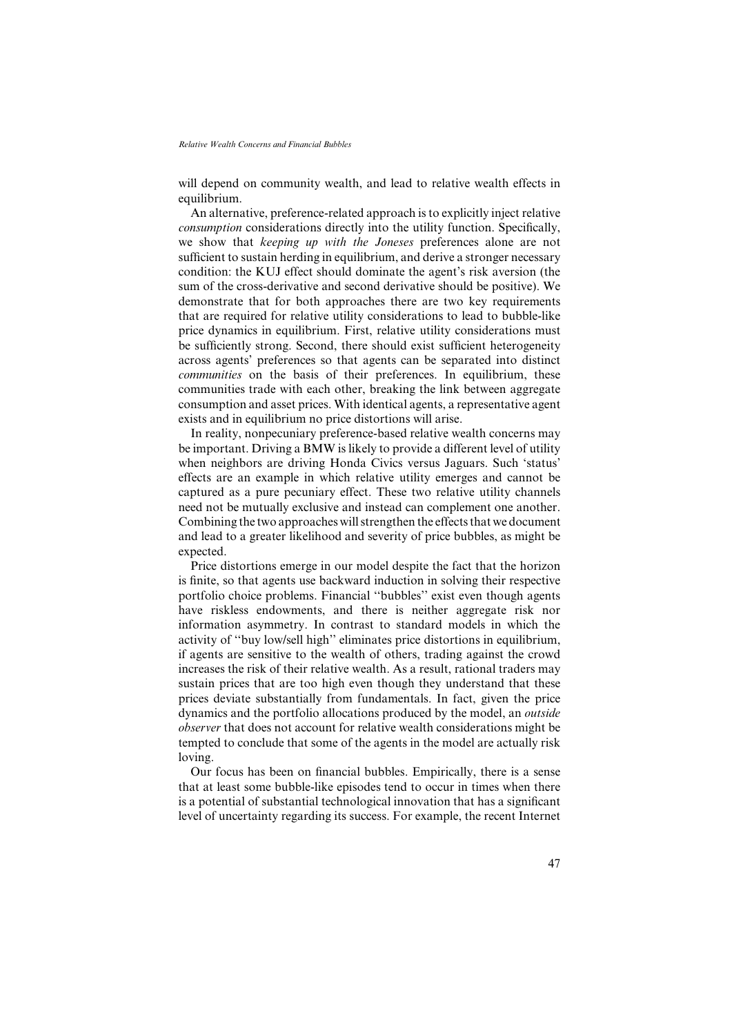will depend on community wealth, and lead to relative wealth effects in equilibrium.

An alternative, preference-related approach is to explicitly inject relative *consumption* considerations directly into the utility function. Specifically, we show that *keeping up with the Joneses* preferences alone are not sufficient to sustain herding in equilibrium, and derive a stronger necessary condition: the KUJ effect should dominate the agent's risk aversion (the sum of the cross-derivative and second derivative should be positive). We demonstrate that for both approaches there are two key requirements that are required for relative utility considerations to lead to bubble-like price dynamics in equilibrium. First, relative utility considerations must be sufficiently strong. Second, there should exist sufficient heterogeneity across agents' preferences so that agents can be separated into distinct *communities* on the basis of their preferences. In equilibrium, these communities trade with each other, breaking the link between aggregate consumption and asset prices. With identical agents, a representative agent exists and in equilibrium no price distortions will arise.

In reality, nonpecuniary preference-based relative wealth concerns may be important. Driving a BMW is likely to provide a different level of utility when neighbors are driving Honda Civics versus Jaguars. Such 'status' effects are an example in which relative utility emerges and cannot be captured as a pure pecuniary effect. These two relative utility channels need not be mutually exclusive and instead can complement one another. Combining the two approaches will strengthen the effects that we document and lead to a greater likelihood and severity of price bubbles, as might be expected.

Price distortions emerge in our model despite the fact that the horizon is finite, so that agents use backward induction in solving their respective portfolio choice problems. Financial "bubbles" exist even though agents have riskless endowments, and there is neither aggregate risk nor information asymmetry. In contrast to standard models in which the activity of "buy low/sell high" eliminates price distortions in equilibrium, if agents are sensitive to the wealth of others, trading against the crowd increases the risk of their relative wealth. As a result, rational traders may sustain prices that are too high even though they understand that these prices deviate substantially from fundamentals. In fact, given the price dynamics and the portfolio allocations produced by the model, an *outside observer* that does not account for relative wealth considerations might be tempted to conclude that some of the agents in the model are actually risk loving.

Our focus has been on financial bubbles. Empirically, there is a sense that at least some bubble-like episodes tend to occur in times when there is a potential of substantial technological innovation that has a significant level of uncertainty regarding its success. For example, the recent Internet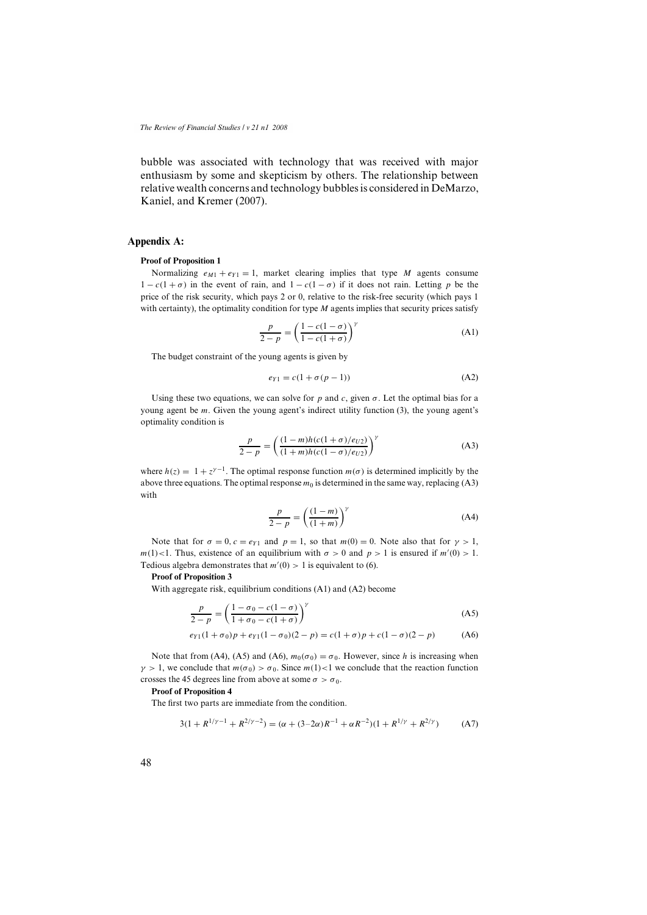bubble was associated with technology that was received with major enthusiasm by some and skepticism by others. The relationship between relative wealth concerns and technology bubbles is considered in DeMarzo, Kaniel, and Kremer (2007).

## Appendix A:

### Proof of Proposition 1

Normalizing $e_{M1} + e_{Y1} = 1$, market clearing implies that type $M$ agents consume $1 - c(1+\sigma)$ in the event of rain, and $1 - c(1-\sigma)$ if it does not rain. Letting $p$ be the price of the risk security, which pays 2 or 0, relative to the risk-free security (which pays 1 with certainty), the optimality condition for type $M$ agents implies that security prices satisfy

$$\frac{p}{2-p} = \left(\frac{1 - c(1-\sigma)}{1 - c(1+\sigma)}\right)^{\gamma} \tag{A1}$$

The budget constraint of the young agents is given by

$$e_{Y1} = c(1 + \sigma(p-1)) \tag{A2}$$

Using these two equations, we can solve for $p$ and $c$, given $\sigma$. Let the optimal bias for a young agent be $m$. Given the young agent's indirect utility function (3), the young agent's optimality condition is

$$\frac{p}{2-p} = \left(\frac{(1-m)h(c(1+\sigma)/e_{U2})}{(1+m)h(c(1-\sigma)/e_{U2})}\right)^{\gamma} \tag{A3}$$

where $h(z) = 1 + z^{\gamma-1}$. The optimal response function $m(\sigma)$ is determined implicitly by the above three equations. The optimal response $m_0$ is determined in the same way, replacing (A3) with

$$\frac{p}{2-p} = \left(\frac{(1-m)}{(1+m)}\right)^{\gamma} \tag{A4}$$

Note that for $\sigma = 0$, $c = e_{Y1}$ and $p = 1$, so that $m(0) = 0$. Note also that for $\gamma > 1$, $m(1) < 1$. Thus, existence of an equilibrium with $\sigma > 0$ and $p > 1$ is ensured if $m'(0) > 1$. Tedious algebra demonstrates that $m'(0) > 1$ is equivalent to (6).

### Proof of Proposition 3

With aggregate risk, equilibrium conditions (A1) and (A2) become

$$\frac{p}{2-p} = \left(\frac{1 - \sigma_0 - c(1-\sigma)}{1 + \sigma_0 - c(1+\sigma)}\right)^{\gamma} \tag{A5}$$

$$e_{Y1}(1+\sigma_0)p + e_{Y1}(1-\sigma_0)(2-p) = c(1+\sigma)p + c(1-\sigma)(2-p) \tag{A6}$$

Note that from (A4), (A5) and (A6), $m_0(\sigma_0) = \sigma_0$. However, since $h$ is increasing when $\gamma > 1$, we conclude that $m(\sigma_0) > \sigma_0$. Since $m(1) < 1$ we conclude that the reaction function crosses the 45 degrees line from above at some $\sigma > \sigma_0$.

### Proof of Proposition 4

The first two parts are immediate from the condition.

$$3(1 + R^{1/\gamma - 1} + R^{2/\gamma - 2}) = (\alpha + (3 - 2\alpha)R^{-1} + \alpha R^{-2})(1 + R^{1/\gamma} + R^{2/\gamma}) \tag{A7}$$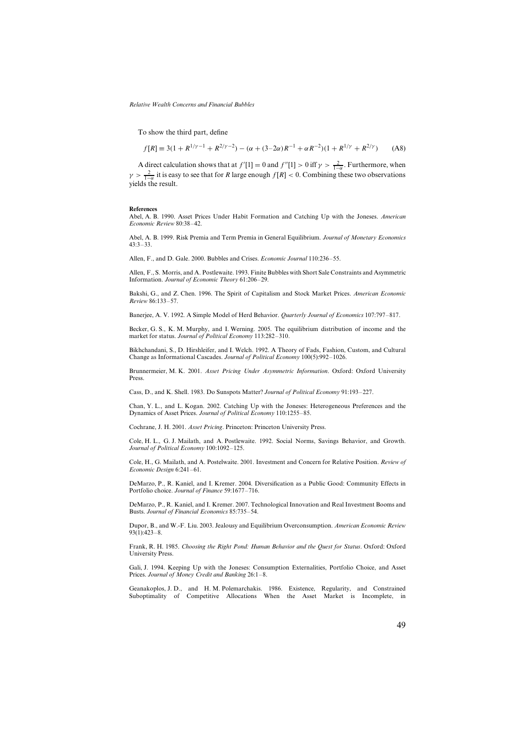To show the third part, define

$$f[R] \equiv 3(1 + R^{1/\gamma - 1} + R^{2/\gamma - 2}) - (\alpha + (3 - 2\alpha)R^{-1} + \alpha R^{-2})(1 + R^{1/\gamma} + R^{2/\gamma}) \qquad \text{(A8)}$$

A direct calculation shows that at $f'[1] = 0$ and $f''[1] > 0$ iff $\gamma > \frac{2}{1-\alpha}$. Furthermore, when $\gamma > \frac{2}{1-\alpha}$ it is easy to see that for $R$ large enough $f[R] < 0$. Combining these two observations yields the result.

## References

Abel, A. B. 1990. Asset Prices Under Habit Formation and Catching Up with the Joneses. *American Economic Review* 80:38–42.

Abel, A. B. 1999. Risk Premia and Term Premia in General Equilibrium. *Journal of Monetary Economics* 43:3–33.

Allen, F., and D. Gale. 2000. Bubbles and Crises. *Economic Journal* 110:236–55.

Allen, F., S. Morris, and A. Postlewaite. 1993. Finite Bubbles with Short Sale Constraints and Asymmetric Information. *Journal of Economic Theory* 61:206–29.

Bakshi, G., and Z. Chen. 1996. The Spirit of Capitalism and Stock Market Prices. *American Economic Review* 86:133–57.

Banerjee, A. V. 1992. A Simple Model of Herd Behavior. *Quarterly Journal of Economics* 107:797–817.

Becker, G. S., K. M. Murphy, and I. Werning. 2005. The equilibrium distribution of income and the market for status. *Journal of Political Economy* 113:282–310.

Bikhchandani, S., D. Hirshleifer, and I. Welch. 1992. A Theory of Fads, Fashion, Custom, and Cultural Change as Informational Cascades. *Journal of Political Economy* 100(5):992–1026.

Brunnermeier, M. K. 2001. *Asset Pricing Under Asymmetric Information*. Oxford: Oxford University Press.

Cass, D., and K. Shell. 1983. Do Sunspots Matter? *Journal of Political Economy* 91:193–227.

Chan, Y. L., and L. Kogan. 2002. Catching Up with the Joneses: Heterogeneous Preferences and the Dynamics of Asset Prices. *Journal of Political Economy* 110:1255–85.

Cochrane, J. H. 2001. *Asset Pricing*. Princeton: Princeton University Press.

Cole, H. L., G. J. Mailath, and A. Postlewaite. 1992. Social Norms, Savings Behavior, and Growth. *Journal of Political Economy* 100:1092–125.

Cole, H., G. Mailath, and A. Postelwaite. 2001. Investment and Concern for Relative Position. *Review of Economic Design* 6:241–61.

DeMarzo, P., R. Kaniel, and I. Kremer. 2004. Diversification as a Public Good: Community Effects in Portfolio choice. *Journal of Finance* 59:1677–716.

DeMarzo, P., R. Kaniel, and I. Kremer. 2007. Technological Innovation and Real Investment Booms and Busts. *Journal of Financial Economics* 85:735–54.

Dupor, B., and W.-F. Liu. 2003. Jealousy and Equilibrium Overconsumption. *American Economic Review* 93(1):423–8.

Frank, R. H. 1985. *Choosing the Right Pond: Human Behavior and the Quest for Status*. Oxford: Oxford University Press.

Gali, J. 1994. Keeping Up with the Joneses: Consumption Externalities, Portfolio Choice, and Asset Prices. *Journal of Money Credit and Banking* 26:1–8.

Geanakoplos, J. D., and H. M. Polemarchakis. 1986. Existence, Regularity, and Constrained Suboptimality of Competitive Allocations When the Asset Market is Incomplete, in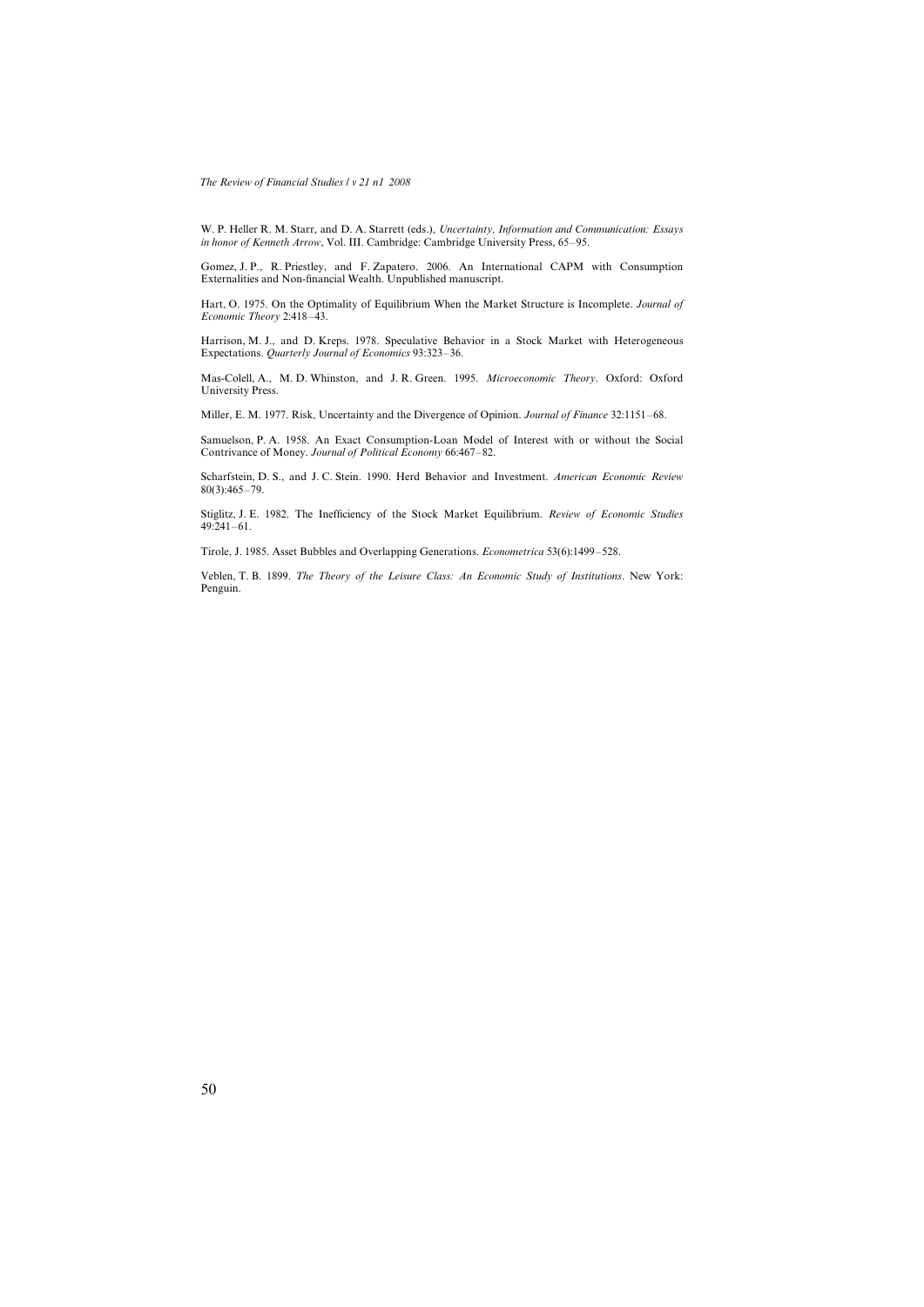W. P. Heller R. M. Starr, and D. A. Starrett (eds.), *Uncertainty, Information and Communication: Essays in honor of Kenneth Arrow*, Vol. III. Cambridge: Cambridge University Press, 65–95.

Gomez, J. P., R. Priestley, and F. Zapatero. 2006. An International CAPM with Consumption Externalities and Non-financial Wealth. Unpublished manuscript.

Hart, O. 1975. On the Optimality of Equilibrium When the Market Structure is Incomplete. *Journal of Economic Theory* 2:418–43.

Harrison, M. J., and D. Kreps. 1978. Speculative Behavior in a Stock Market with Heterogeneous Expectations. *Quarterly Journal of Economics* 93:323–36.

Mas-Colell, A., M. D. Whinston, and J. R. Green. 1995. *Microeconomic Theory*. Oxford: Oxford University Press.

Miller, E. M. 1977. Risk, Uncertainty and the Divergence of Opinion. *Journal of Finance* 32:1151–68.

Samuelson, P. A. 1958. An Exact Consumption-Loan Model of Interest with or without the Social Contrivance of Money. *Journal of Political Economy* 66:467–82.

Scharfstein, D. S., and J. C. Stein. 1990. Herd Behavior and Investment. *American Economic Review* 80(3):465–79.

Stiglitz, J. E. 1982. The Inefficiency of the Stock Market Equilibrium. *Review of Economic Studies* 49:241–61.

Tirole, J. 1985. Asset Bubbles and Overlapping Generations. *Econometrica* 53(6):1499–528.

Veblen, T. B. 1899. *The Theory of the Leisure Class: An Economic Study of Institutions*. New York: Penguin.